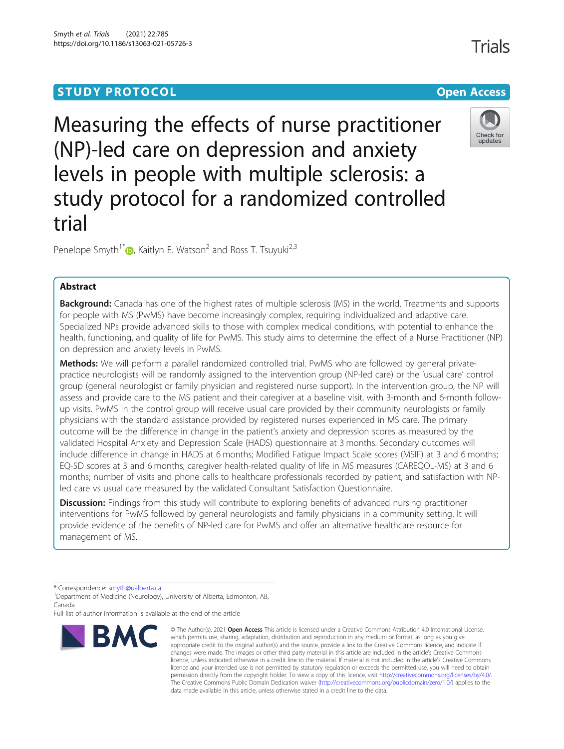**STUDY PROTOCOL** **Open Access**

# Measuring the effects of nurse practitioner (NP)-led care on depression and anxiety levels in people with multiple sclerosis: a study protocol for a randomized controlled trial

Penelope Smyth[1*], Kaitlyn E. Watson[2] and Ross T. Tsuyuki[2,3]

## Abstract

**Background:** Canada has one of the highest rates of multiple sclerosis (MS) in the world. Treatments and supports for people with MS (PwMS) have become increasingly complex, requiring individualized and adaptive care. Specialized NPs provide advanced skills to those with complex medical conditions, with potential to enhance the health, functioning, and quality of life for PwMS. This study aims to determine the effect of a Nurse Practitioner (NP) on depression and anxiety levels in PwMS.

**Methods:** We will perform a parallel randomized controlled trial. PwMS who are followed by general private-practice neurologists will be randomly assigned to the intervention group (NP-led care) or the 'usual care' control group (general neurologist or family physician and registered nurse support). In the intervention group, the NP will assess and provide care to the MS patient and their caregiver at a baseline visit, with 3-month and 6-month follow-up visits. PwMS in the control group will receive usual care provided by their community neurologists or family physicians with the standard assistance provided by registered nurses experienced in MS care. The primary outcome will be the difference in change in the patient's anxiety and depression scores as measured by the validated Hospital Anxiety and Depression Scale (HADS) questionnaire at 3 months. Secondary outcomes will include difference in change in HADS at 6 months; Modified Fatigue Impact Scale scores (MSIF) at 3 and 6 months; EQ-5D scores at 3 and 6 months; caregiver health-related quality of life in MS measures (CAREQOL-MS) at 3 and 6 months; number of visits and phone calls to healthcare professionals recorded by patient, and satisfaction with NP-led care vs usual care measured by the validated Consultant Satisfaction Questionnaire.

**Discussion:** Findings from this study will contribute to exploring benefits of advanced nursing practitioner interventions for PwMS followed by general neurologists and family physicians in a community setting. It will provide evidence of the benefits of NP-led care for PwMS and offer an alternative healthcare resource for management of MS.

---

\* Correspondence: smyth@ualberta.ca

[1]Department of Medicine (Neurology), University of Alberta, Edmonton, AB, Canada

Full list of author information is available at the end of the article

© The Author(s). 2021 **Open Access** This article is licensed under a Creative Commons Attribution 4.0 International License, which permits use, sharing, adaptation, distribution and reproduction in any medium or format, as long as you give appropriate credit to the original author(s) and the source, provide a link to the Creative Commons licence, and indicate if changes were made. The images or other third party material in this article are included in the article's Creative Commons licence, unless indicated otherwise in a credit line to the material. If material is not included in the article's Creative Commons licence and your intended use is not permitted by statutory regulation or exceeds the permitted use, you will need to obtain permission directly from the copyright holder. To view a copy of this licence, visit http://creativecommons.org/licenses/by/4.0/. The Creative Commons Public Domain Dedication waiver (http://creativecommons.org/publicdomain/zero/1.0/) applies to the data made available in this article, unless otherwise stated in a credit line to the data.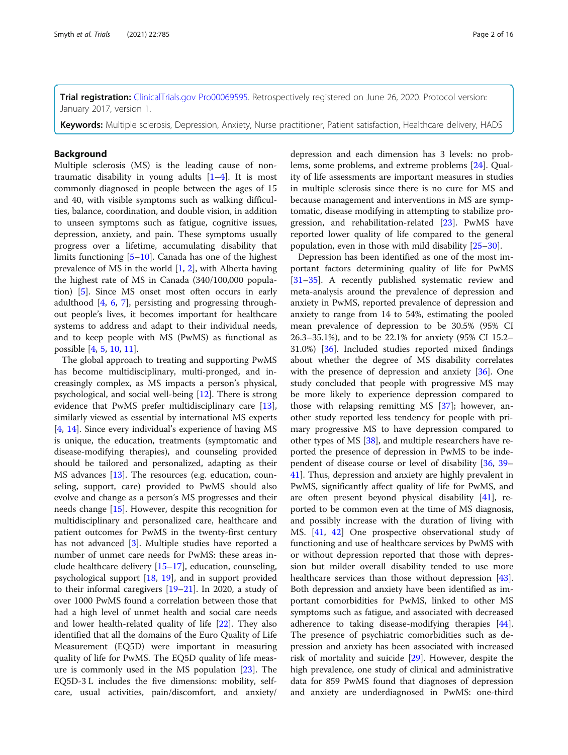**Trial registration:** ClinicalTrials.gov Pro00069595. Retrospectively registered on June 26, 2020. Protocol version: January 2017, version 1.

**Keywords:** Multiple sclerosis, Depression, Anxiety, Nurse practitioner, Patient satisfaction, Healthcare delivery, HADS

## Background

Multiple sclerosis (MS) is the leading cause of non-traumatic disability in young adults [1–4]. It is most commonly diagnosed in people between the ages of 15 and 40, with visible symptoms such as walking difficulties, balance, coordination, and double vision, in addition to unseen symptoms such as fatigue, cognitive issues, depression, anxiety, and pain. These symptoms usually progress over a lifetime, accumulating disability that limits functioning [5–10]. Canada has one of the highest prevalence of MS in the world [1, 2], with Alberta having the highest rate of MS in Canada (340/100,000 population) [5]. Since MS onset most often occurs in early adulthood [4, 6, 7], persisting and progressing throughout people's lives, it becomes important for healthcare systems to address and adapt to their individual needs, and to keep people with MS (PwMS) as functional as possible [4, 5, 10, 11].

The global approach to treating and supporting PwMS has become multidisciplinary, multi-pronged, and increasingly complex, as MS impacts a person's physical, psychological, and social well-being [12]. There is strong evidence that PwMS prefer multidisciplinary care [13], similarly viewed as essential by international MS experts [4, 14]. Since every individual's experience of having MS is unique, the education, treatments (symptomatic and disease-modifying therapies), and counseling provided should be tailored and personalized, adapting as their MS advances [13]. The resources (e.g. education, counseling, support, care) provided to PwMS should also evolve and change as a person's MS progresses and their needs change [15]. However, despite this recognition for multidisciplinary and personalized care, healthcare and patient outcomes for PwMS in the twenty-first century has not advanced [3]. Multiple studies have reported a number of unmet care needs for PwMS: these areas include healthcare delivery [15–17], education, counseling, psychological support [18, 19], and in support provided to their informal caregivers [19–21]. In 2020, a study of over 1000 PwMS found a correlation between those that had a high level of unmet health and social care needs and lower health-related quality of life [22]. They also identified that all the domains of the Euro Quality of Life Measurement (EQ5D) were important in measuring quality of life for PwMS. The EQ5D quality of life measure is commonly used in the MS population [23]. The EQ5D-3 L includes the five dimensions: mobility, self-care, usual activities, pain/discomfort, and anxiety/depression and each dimension has 3 levels: no problems, some problems, and extreme problems [24]. Quality of life assessments are important measures in studies in multiple sclerosis since there is no cure for MS and because management and interventions in MS are symptomatic, disease modifying in attempting to stabilize progression, and rehabilitation-related [23]. PwMS have reported lower quality of life compared to the general population, even in those with mild disability [25–30].

Depression has been identified as one of the most important factors determining quality of life for PwMS [31–35]. A recently published systematic review and meta-analysis around the prevalence of depression and anxiety in PwMS, reported prevalence of depression and anxiety to range from 14 to 54%, estimating the pooled mean prevalence of depression to be 30.5% (95% CI 26.3–35.1%), and to be 22.1% for anxiety (95% CI 15.2–31.0%) [36]. Included studies reported mixed findings about whether the degree of MS disability correlates with the presence of depression and anxiety [36]. One study concluded that people with progressive MS may be more likely to experience depression compared to those with relapsing remitting MS [37]; however, another study reported less tendency for people with primary progressive MS to have depression compared to other types of MS [38], and multiple researchers have reported the presence of depression in PwMS to be independent of disease course or level of disability [36, 39–41]. Thus, depression and anxiety are highly prevalent in PwMS, significantly affect quality of life for PwMS, and are often present beyond physical disability [41], reported to be common even at the time of MS diagnosis, and possibly increase with the duration of living with MS. [41, 42] One prospective observational study of functioning and use of healthcare services by PwMS with or without depression reported that those with depression but milder overall disability tended to use more healthcare services than those without depression [43]. Both depression and anxiety have been identified as important comorbidities for PwMS, linked to other MS symptoms such as fatigue, and associated with decreased adherence to taking disease-modifying therapies [44]. The presence of psychiatric comorbidities such as depression and anxiety has been associated with increased risk of mortality and suicide [29]. However, despite the high prevalence, one study of clinical and administrative data for 859 PwMS found that diagnoses of depression and anxiety are underdiagnosed in PwMS: one-third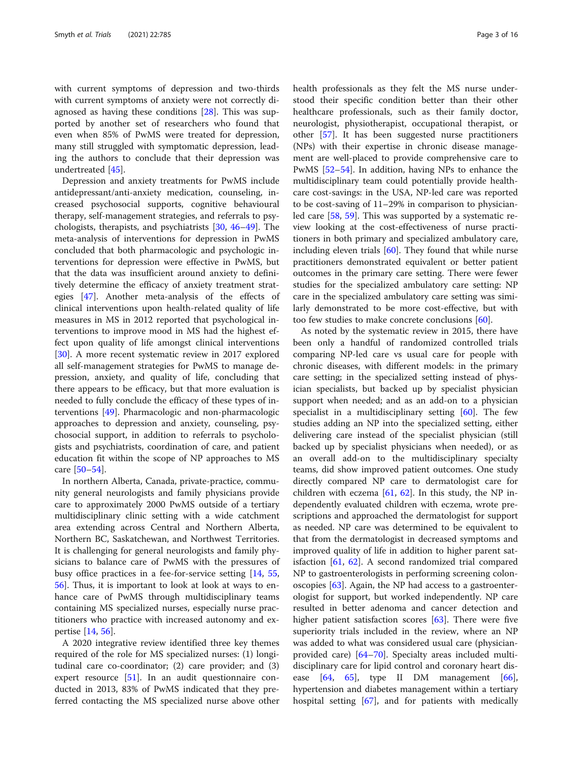with current symptoms of depression and two-thirds with current symptoms of anxiety were not correctly diagnosed as having these conditions [28]. This was supported by another set of researchers who found that even when 85% of PwMS were treated for depression, many still struggled with symptomatic depression, leading the authors to conclude that their depression was undertreated [45].

Depression and anxiety treatments for PwMS include antidepressant/anti-anxiety medication, counseling, increased psychosocial supports, cognitive behavioural therapy, self-management strategies, and referrals to psychologists, therapists, and psychiatrists [30, 46–49]. The meta-analysis of interventions for depression in PwMS concluded that both pharmacologic and psychologic interventions for depression were effective in PwMS, but that the data was insufficient around anxiety to definitively determine the efficacy of anxiety treatment strategies [47]. Another meta-analysis of the effects of clinical interventions upon health-related quality of life measures in MS in 2012 reported that psychological interventions to improve mood in MS had the highest effect upon quality of life amongst clinical interventions [30]. A more recent systematic review in 2017 explored all self-management strategies for PwMS to manage depression, anxiety, and quality of life, concluding that there appears to be efficacy, but that more evaluation is needed to fully conclude the efficacy of these types of interventions [49]. Pharmacologic and non-pharmacologic approaches to depression and anxiety, counseling, psychosocial support, in addition to referrals to psychologists and psychiatrists, coordination of care, and patient education fit within the scope of NP approaches to MS care [50–54].

In northern Alberta, Canada, private-practice, community general neurologists and family physicians provide care to approximately 2000 PwMS outside of a tertiary multidisciplinary clinic setting with a wide catchment area extending across Central and Northern Alberta, Northern BC, Saskatchewan, and Northwest Territories. It is challenging for general neurologists and family physicians to balance care of PwMS with the pressures of busy office practices in a fee-for-service setting [14, 55, 56]. Thus, it is important to look at look at ways to enhance care of PwMS through multidisciplinary teams containing MS specialized nurses, especially nurse practitioners who practice with increased autonomy and expertise [14, 56].

A 2020 integrative review identified three key themes required of the role for MS specialized nurses: (1) longitudinal care co-coordinator; (2) care provider; and (3) expert resource [51]. In an audit questionnaire conducted in 2013, 83% of PwMS indicated that they preferred contacting the MS specialized nurse above other health professionals as they felt the MS nurse understood their specific condition better than their other healthcare professionals, such as their family doctor, neurologist, physiotherapist, occupational therapist, or other [57]. It has been suggested nurse practitioners (NPs) with their expertise in chronic disease management are well-placed to provide comprehensive care to PwMS [52–54]. In addition, having NPs to enhance the multidisciplinary team could potentially provide healthcare cost-savings: in the USA, NP-led care was reported to be cost-saving of 11–29% in comparison to physician-led care [58, 59]. This was supported by a systematic review looking at the cost-effectiveness of nurse practitioners in both primary and specialized ambulatory care, including eleven trials [60]. They found that while nurse practitioners demonstrated equivalent or better patient outcomes in the primary care setting. There were fewer studies for the specialized ambulatory care setting: NP care in the specialized ambulatory care setting was similarly demonstrated to be more cost-effective, but with too few studies to make concrete conclusions [60].

As noted by the systematic review in 2015, there have been only a handful of randomized controlled trials comparing NP-led care vs usual care for people with chronic diseases, with different models: in the primary care setting; in the specialized setting instead of physician specialists, but backed up by specialist physician support when needed; and as an add-on to a physician specialist in a multidisciplinary setting [60]. The few studies adding an NP into the specialized setting, either delivering care instead of the specialist physician (still backed up by specialist physicians when needed), or as an overall add-on to the multidisciplinary specialty teams, did show improved patient outcomes. One study directly compared NP care to dermatologist care for children with eczema [61, 62]. In this study, the NP independently evaluated children with eczema, wrote prescriptions and approached the dermatologist for support as needed. NP care was determined to be equivalent to that from the dermatologist in decreased symptoms and improved quality of life in addition to higher parent satisfaction [61, 62]. A second randomized trial compared NP to gastroenterologists in performing screening colonoscopies [63]. Again, the NP had access to a gastroenterologist for support, but worked independently. NP care resulted in better adenoma and cancer detection and higher patient satisfaction scores [63]. There were five superiority trials included in the review, where an NP was added to what was considered usual care (physician-provided care) [64–70]. Specialty areas included multidisciplinary care for lipid control and coronary heart disease [64, 65], type II DM management [66], hypertension and diabetes management within a tertiary hospital setting [67], and for patients with medically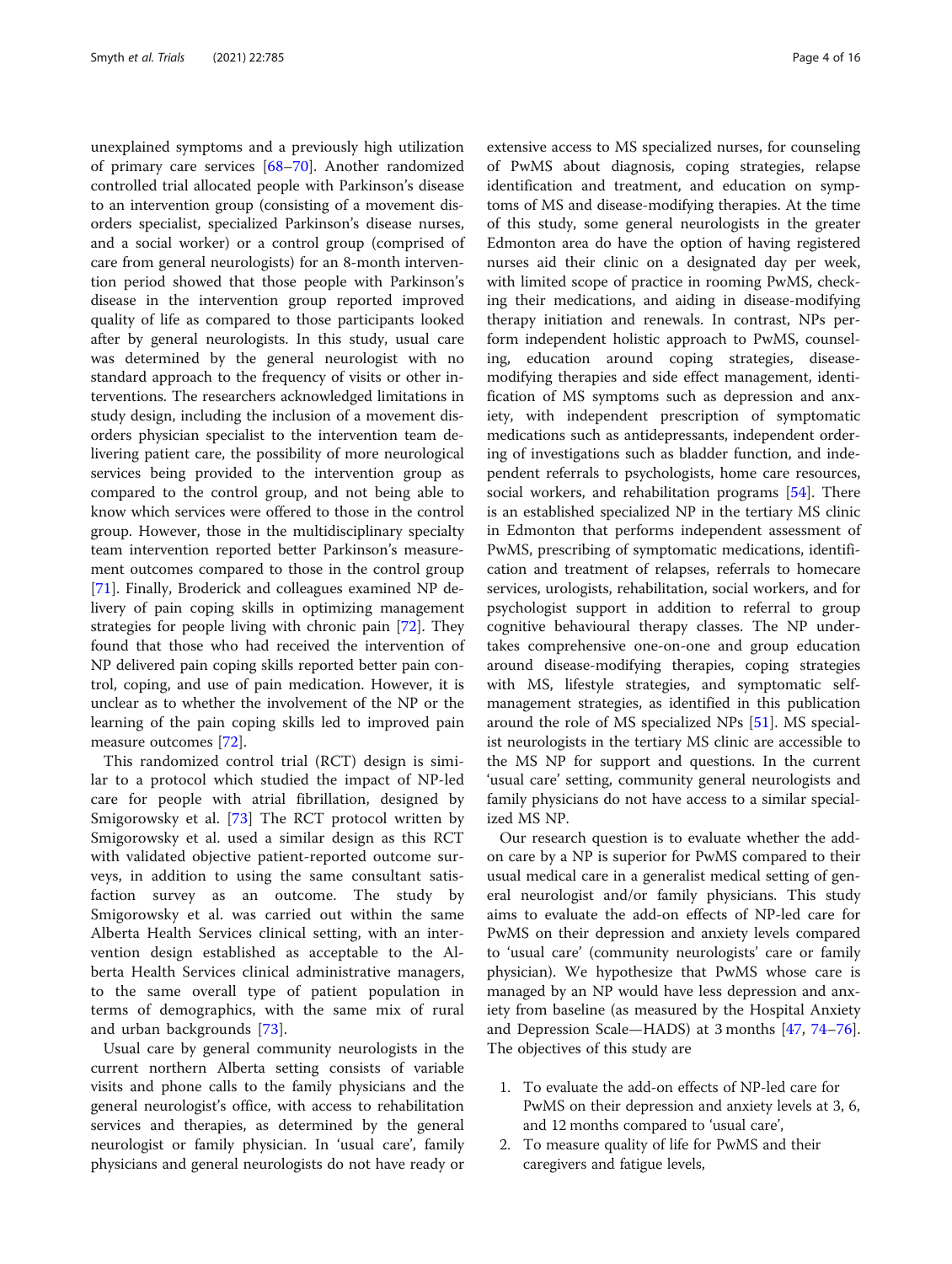unexplained symptoms and a previously high utilization of primary care services [68–70]. Another randomized controlled trial allocated people with Parkinson's disease to an intervention group (consisting of a movement disorders specialist, specialized Parkinson's disease nurses, and a social worker) or a control group (comprised of care from general neurologists) for an 8-month intervention period showed that those people with Parkinson's disease in the intervention group reported improved quality of life as compared to those participants looked after by general neurologists. In this study, usual care was determined by the general neurologist with no standard approach to the frequency of visits or other interventions. The researchers acknowledged limitations in study design, including the inclusion of a movement disorders physician specialist to the intervention team delivering patient care, the possibility of more neurological services being provided to the intervention group as compared to the control group, and not being able to know which services were offered to those in the control group. However, those in the multidisciplinary specialty team intervention reported better Parkinson's measurement outcomes compared to those in the control group [71]. Finally, Broderick and colleagues examined NP delivery of pain coping skills in optimizing management strategies for people living with chronic pain [72]. They found that those who had received the intervention of NP delivered pain coping skills reported better pain control, coping, and use of pain medication. However, it is unclear as to whether the involvement of the NP or the learning of the pain coping skills led to improved pain measure outcomes [72].

This randomized control trial (RCT) design is similar to a protocol which studied the impact of NP-led care for people with atrial fibrillation, designed by Smigorowsky et al. [73] The RCT protocol written by Smigorowsky et al. used a similar design as this RCT with validated objective patient-reported outcome surveys, in addition to using the same consultant satisfaction survey as an outcome. The study by Smigorowsky et al. was carried out within the same Alberta Health Services clinical setting, with an intervention design established as acceptable to the Alberta Health Services clinical administrative managers, to the same overall type of patient population in terms of demographics, with the same mix of rural and urban backgrounds [73].

Usual care by general community neurologists in the current northern Alberta setting consists of variable visits and phone calls to the family physicians and the general neurologist's office, with access to rehabilitation services and therapies, as determined by the general neurologist or family physician. In 'usual care', family physicians and general neurologists do not have ready or extensive access to MS specialized nurses, for counseling of PwMS about diagnosis, coping strategies, relapse identification and treatment, and education on symptoms of MS and disease-modifying therapies. At the time of this study, some general neurologists in the greater Edmonton area do have the option of having registered nurses aid their clinic on a designated day per week, with limited scope of practice in rooming PwMS, checking their medications, and aiding in disease-modifying therapy initiation and renewals. In contrast, NPs perform independent holistic approach to PwMS, counseling, education around coping strategies, disease-modifying therapies and side effect management, identification of MS symptoms such as depression and anxiety, with independent prescription of symptomatic medications such as antidepressants, independent ordering of investigations such as bladder function, and independent referrals to psychologists, home care resources, social workers, and rehabilitation programs [54]. There is an established specialized NP in the tertiary MS clinic in Edmonton that performs independent assessment of PwMS, prescribing of symptomatic medications, identification and treatment of relapses, referrals to homecare services, urologists, rehabilitation, social workers, and for psychologist support in addition to referral to group cognitive behavioural therapy classes. The NP undertakes comprehensive one-on-one and group education around disease-modifying therapies, coping strategies with MS, lifestyle strategies, and symptomatic self-management strategies, as identified in this publication around the role of MS specialized NPs [51]. MS specialist neurologists in the tertiary MS clinic are accessible to the MS NP for support and questions. In the current 'usual care' setting, community general neurologists and family physicians do not have access to a similar specialized MS NP.

Our research question is to evaluate whether the add-on care by a NP is superior for PwMS compared to their usual medical care in a generalist medical setting of general neurologist and/or family physicians. This study aims to evaluate the add-on effects of NP-led care for PwMS on their depression and anxiety levels compared to 'usual care' (community neurologists' care or family physician). We hypothesize that PwMS whose care is managed by an NP would have less depression and anxiety from baseline (as measured by the Hospital Anxiety and Depression Scale—HADS) at 3 months [47, 74–76]. The objectives of this study are

1. To evaluate the add-on effects of NP-led care for PwMS on their depression and anxiety levels at 3, 6, and 12 months compared to 'usual care',
2. To measure quality of life for PwMS and their caregivers and fatigue levels,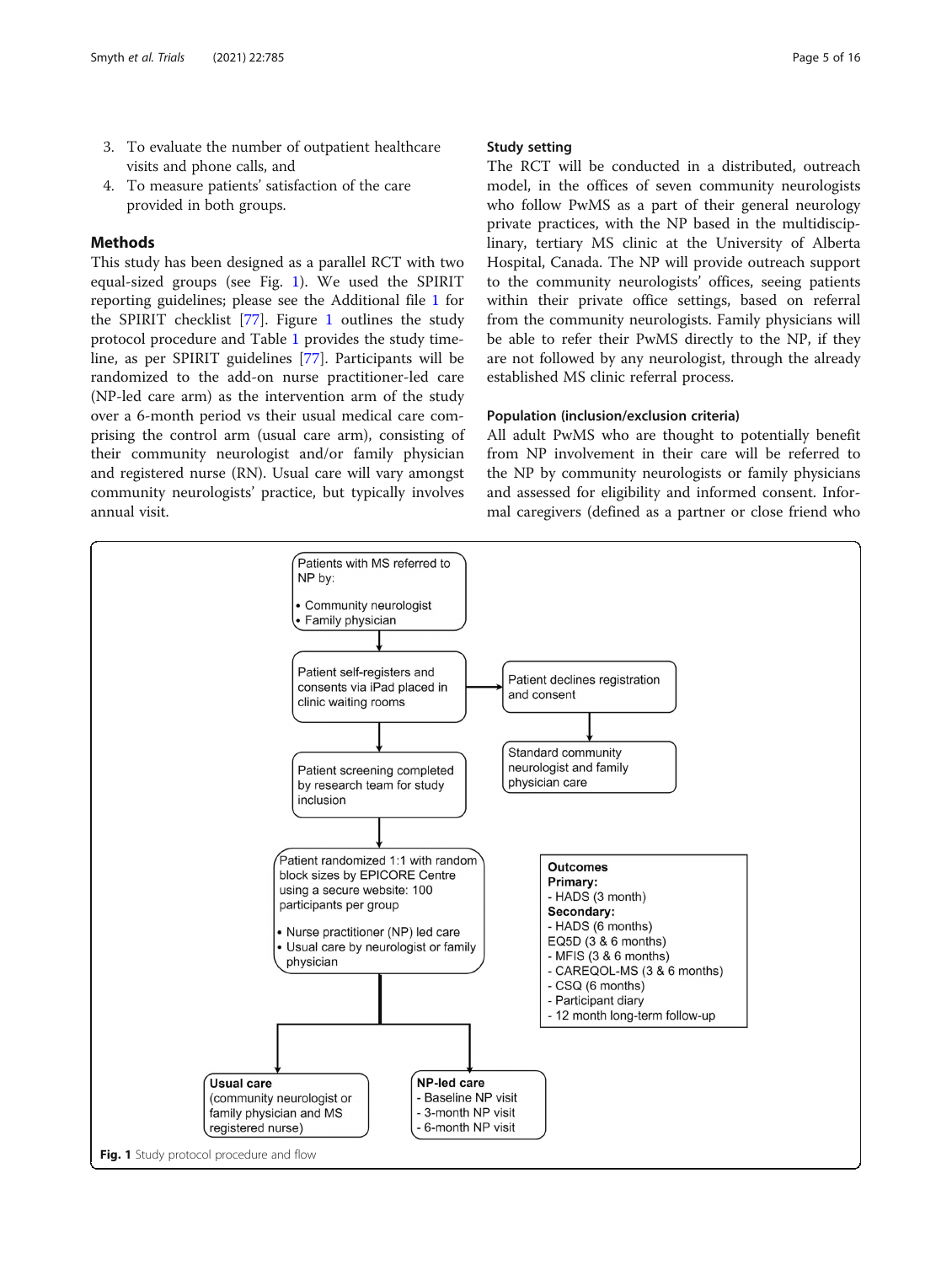3. To evaluate the number of outpatient healthcare visits and phone calls, and
4. To measure patients' satisfaction of the care provided in both groups.

## Methods

This study has been designed as a parallel RCT with two equal-sized groups (see Fig. 1). We used the SPIRIT reporting guidelines; please see the Additional file 1 for the SPIRIT checklist [77]. Figure 1 outlines the study protocol procedure and Table 1 provides the study timeline, as per SPIRIT guidelines [77]. Participants will be randomized to the add-on nurse practitioner-led care (NP-led care arm) as the intervention arm of the study over a 6-month period vs their usual medical care comprising the control arm (usual care arm), consisting of their community neurologist and/or family physician and registered nurse (RN). Usual care will vary amongst community neurologists' practice, but typically involves annual visit.

### Study setting

The RCT will be conducted in a distributed, outreach model, in the offices of seven community neurologists who follow PwMS as a part of their general neurology private practices, with the NP based in the multidisciplinary, tertiary MS clinic at the University of Alberta Hospital, Canada. The NP will provide outreach support to the community neurologists' offices, seeing patients within their private office settings, based on referral from the community neurologists. Family physicians will be able to refer their PwMS directly to the NP, if they are not followed by any neurologist, through the already established MS clinic referral process.

### Population (inclusion/exclusion criteria)

All adult PwMS who are thought to potentially benefit from NP involvement in their care will be referred to the NP by community neurologists or family physicians and assessed for eligibility and informed consent. Informal caregivers (defined as a partner or close friend who

Patients with MS referred to NP by:
- Community neurologist
- Family physician

→ Patient self-registers and consents via iPad placed in clinic waiting rooms

→ (if declined) Patient declines registration and consent → Standard community neurologist and family physician care

→ Patient screening completed by research team for study inclusion

→ Patient randomized 1:1 with random block sizes by EPICORE Centre using a secure website: 100 participants per group
- Nurse practitioner (NP) led care
- Usual care by neurologist or family physician

→ **Usual care** (community neurologist or family physician and MS registered nurse)

→ **NP-led care**
- Baseline NP visit
- 3-month NP visit
- 6-month NP visit

**Outcomes**
**Primary:**
- HADS (3 month)

**Secondary:**
- HADS (6 months)
- EQ5D (3 & 6 months)
- MFIS (3 & 6 months)
- CAREQOL-MS (3 & 6 months)
- CSQ (6 months)
- Participant diary
- 12 month long-term follow-up

**Fig. 1** Study protocol procedure and flow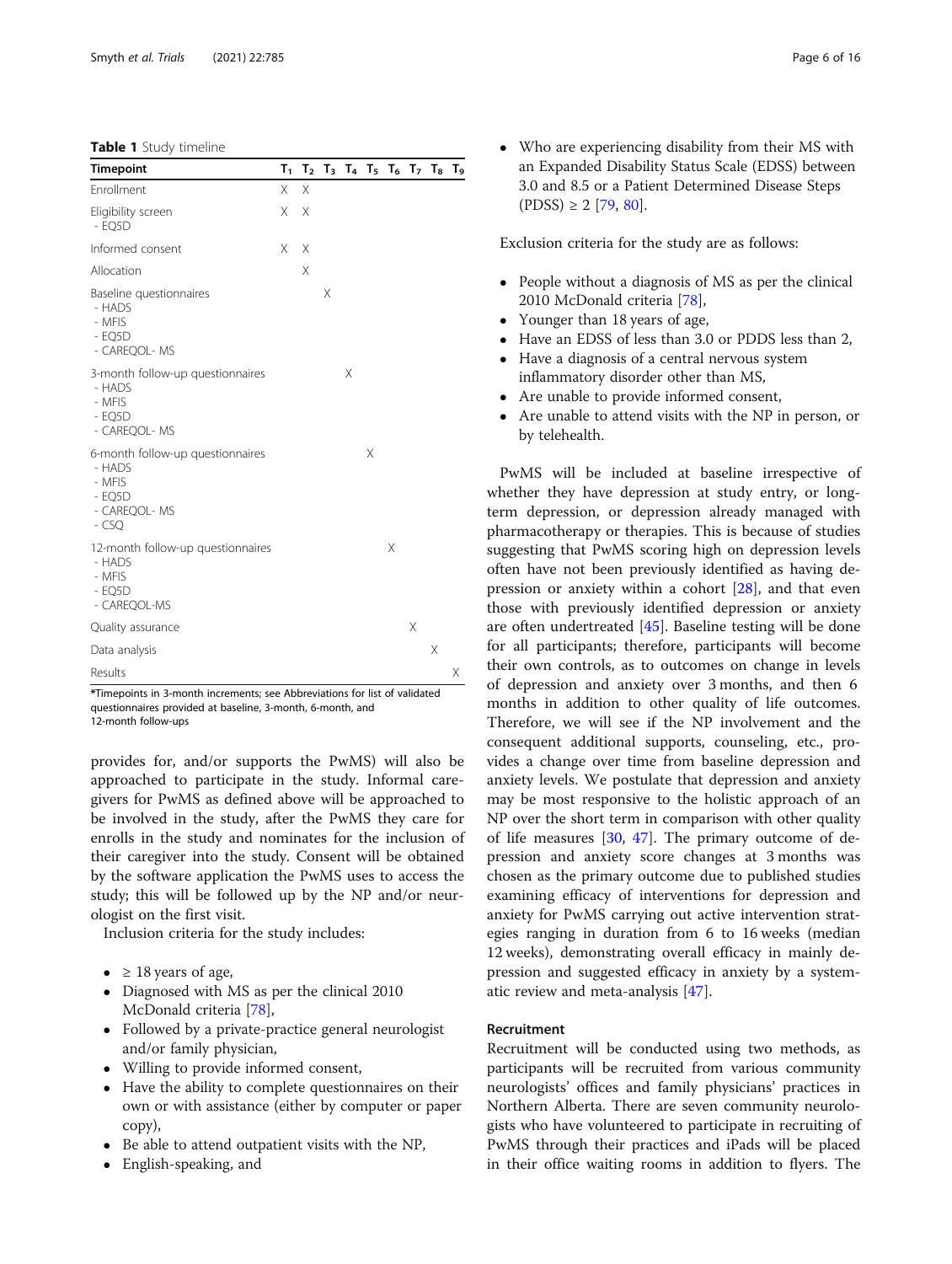**Table 1** Study timeline

| Timepoint | $T_1$ | $T_2$ | $T_3$ | $T_4$ | $T_5$ | $T_6$ | $T_7$ | $T_8$ | $T_9$ |
|---|---|---|---|---|---|---|---|---|---|
| Enrollment | X | X | | | | | | | |
| Eligibility screen<br>- EQ5D | X | X | | | | | | | |
| Informed consent | X | X | | | | | | | |
| Allocation | | X | | | | | | | |
| Baseline questionnaires<br>- HADS<br>- MFIS<br>- EQ5D<br>- CAREQOL- MS | | | X | | | | | | |
| 3-month follow-up questionnaires<br>- HADS<br>- MFIS<br>- EQ5D<br>- CAREQOL- MS | | | | X | | | | | |
| 6-month follow-up questionnaires<br>- HADS<br>- MFIS<br>- EQ5D<br>- CAREQOL- MS<br>- CSQ | | | | | X | | | | |
| 12-month follow-up questionnaires<br>- HADS<br>- MFIS<br>- EQ5D<br>- CAREQOL-MS | | | | | | X | | | |
| Quality assurance | | | | | | | X | | |
| Data analysis | | | | | | | | X | |
| Results | | | | | | | | | X |

*Timepoints in 3-month increments; see Abbreviations for list of validated questionnaires provided at baseline, 3-month, 6-month, and 12-month follow-ups

provides for, and/or supports the PwMS) will also be approached to participate in the study. Informal caregivers for PwMS as defined above will be approached to be involved in the study, after the PwMS they care for enrolls in the study and nominates for the inclusion of their caregiver into the study. Consent will be obtained by the software application the PwMS uses to access the study; this will be followed up by the NP and/or neurologist on the first visit.

Inclusion criteria for the study includes:

- ≥ 18 years of age,
- Diagnosed with MS as per the clinical 2010 McDonald criteria [78],
- Followed by a private-practice general neurologist and/or family physician,
- Willing to provide informed consent,
- Have the ability to complete questionnaires on their own or with assistance (either by computer or paper copy),
- Be able to attend outpatient visits with the NP,
- English-speaking, and
- Who are experiencing disability from their MS with an Expanded Disability Status Scale (EDSS) between 3.0 and 8.5 or a Patient Determined Disease Steps (PDSS) ≥ 2 [79, 80].

Exclusion criteria for the study are as follows:

- People without a diagnosis of MS as per the clinical 2010 McDonald criteria [78],
- Younger than 18 years of age,
- Have an EDSS of less than 3.0 or PDDS less than 2,
- Have a diagnosis of a central nervous system inflammatory disorder other than MS,
- Are unable to provide informed consent,
- Are unable to attend visits with the NP in person, or by telehealth.

PwMS will be included at baseline irrespective of whether they have depression at study entry, or long-term depression, or depression already managed with pharmacotherapy or therapies. This is because of studies suggesting that PwMS scoring high on depression levels often have not been previously identified as having depression or anxiety within a cohort [28], and that even those with previously identified depression or anxiety are often undertreated [45]. Baseline testing will be done for all participants; therefore, participants will become their own controls, as to outcomes on change in levels of depression and anxiety over 3 months, and then 6 months in addition to other quality of life outcomes. Therefore, we will see if the NP involvement and the consequent additional supports, counseling, etc., provides a change over time from baseline depression and anxiety levels. We postulate that depression and anxiety may be most responsive to the holistic approach of an NP over the short term in comparison with other quality of life measures [30, 47]. The primary outcome of depression and anxiety score changes at 3 months was chosen as the primary outcome due to published studies examining efficacy of interventions for depression and anxiety for PwMS carrying out active intervention strategies ranging in duration from 6 to 16 weeks (median 12 weeks), demonstrating overall efficacy in mainly depression and suggested efficacy in anxiety by a systematic review and meta-analysis [47].

### Recruitment

Recruitment will be conducted using two methods, as participants will be recruited from various community neurologists' offices and family physicians' practices in Northern Alberta. There are seven community neurologists who have volunteered to participate in recruiting of PwMS through their practices and iPads will be placed in their office waiting rooms in addition to flyers. The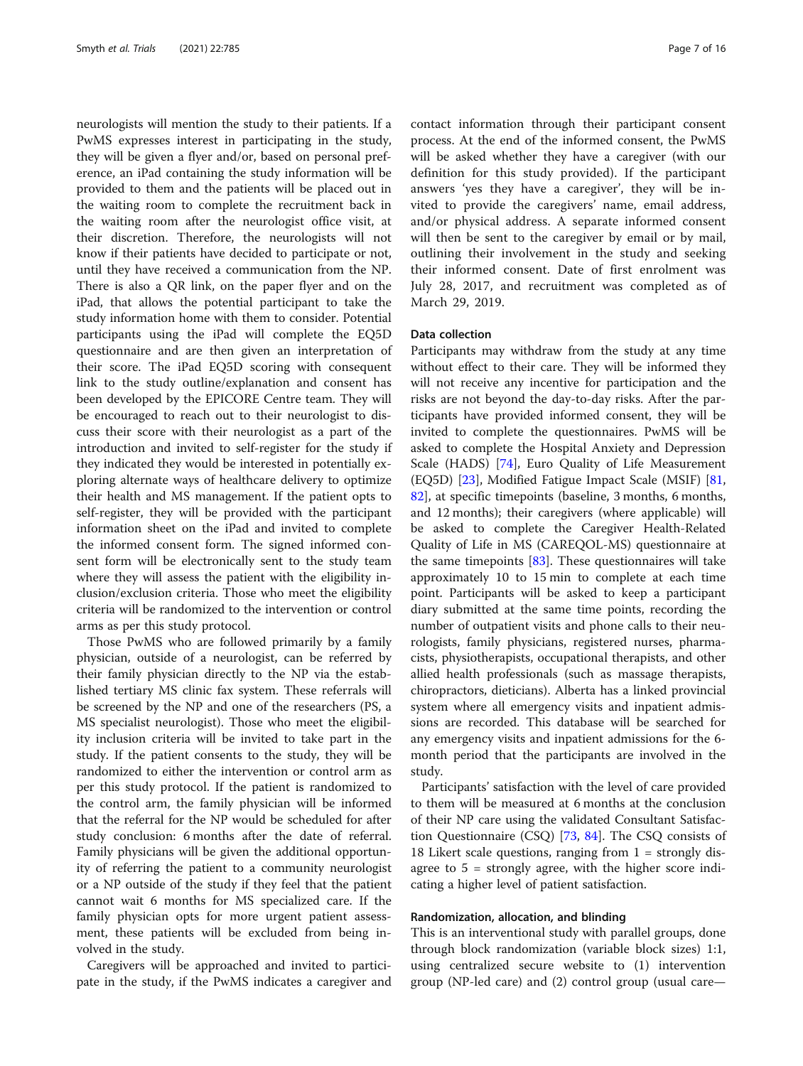neurologists will mention the study to their patients. If a PwMS expresses interest in participating in the study, they will be given a flyer and/or, based on personal preference, an iPad containing the study information will be provided to them and the patients will be placed out in the waiting room to complete the recruitment back in the waiting room after the neurologist office visit, at their discretion. Therefore, the neurologists will not know if their patients have decided to participate or not, until they have received a communication from the NP. There is also a QR link, on the paper flyer and on the iPad, that allows the potential participant to take the study information home with them to consider. Potential participants using the iPad will complete the EQ5D questionnaire and are then given an interpretation of their score. The iPad EQ5D scoring with consequent link to the study outline/explanation and consent has been developed by the EPICORE Centre team. They will be encouraged to reach out to their neurologist to discuss their score with their neurologist as a part of the introduction and invited to self-register for the study if they indicated they would be interested in potentially exploring alternate ways of healthcare delivery to optimize their health and MS management. If the patient opts to self-register, they will be provided with the participant information sheet on the iPad and invited to complete the informed consent form. The signed informed consent form will be electronically sent to the study team where they will assess the patient with the eligibility inclusion/exclusion criteria. Those who meet the eligibility criteria will be randomized to the intervention or control arms as per this study protocol.

Those PwMS who are followed primarily by a family physician, outside of a neurologist, can be referred by their family physician directly to the NP via the established tertiary MS clinic fax system. These referrals will be screened by the NP and one of the researchers (PS, a MS specialist neurologist). Those who meet the eligibility inclusion criteria will be invited to take part in the study. If the patient consents to the study, they will be randomized to either the intervention or control arm as per this study protocol. If the patient is randomized to the control arm, the family physician will be informed that the referral for the NP would be scheduled for after study conclusion: 6 months after the date of referral. Family physicians will be given the additional opportunity of referring the patient to a community neurologist or a NP outside of the study if they feel that the patient cannot wait 6 months for MS specialized care. If the family physician opts for more urgent patient assessment, these patients will be excluded from being involved in the study.

Caregivers will be approached and invited to participate in the study, if the PwMS indicates a caregiver and contact information through their participant consent process. At the end of the informed consent, the PwMS will be asked whether they have a caregiver (with our definition for this study provided). If the participant answers 'yes they have a caregiver', they will be invited to provide the caregivers' name, email address, and/or physical address. A separate informed consent will then be sent to the caregiver by email or by mail, outlining their involvement in the study and seeking their informed consent. Date of first enrolment was July 28, 2017, and recruitment was completed as of March 29, 2019.

### Data collection

Participants may withdraw from the study at any time without effect to their care. They will be informed they will not receive any incentive for participation and the risks are not beyond the day-to-day risks. After the participants have provided informed consent, they will be invited to complete the questionnaires. PwMS will be asked to complete the Hospital Anxiety and Depression Scale (HADS) [74], Euro Quality of Life Measurement (EQ5D) [23], Modified Fatigue Impact Scale (MSIF) [81, 82], at specific timepoints (baseline, 3 months, 6 months, and 12 months); their caregivers (where applicable) will be asked to complete the Caregiver Health-Related Quality of Life in MS (CAREQOL-MS) questionnaire at the same timepoints [83]. These questionnaires will take approximately 10 to 15 min to complete at each time point. Participants will be asked to keep a participant diary submitted at the same time points, recording the number of outpatient visits and phone calls to their neurologists, family physicians, registered nurses, pharmacists, physiotherapists, occupational therapists, and other allied health professionals (such as massage therapists, chiropractors, dieticians). Alberta has a linked provincial system where all emergency visits and inpatient admissions are recorded. This database will be searched for any emergency visits and inpatient admissions for the 6-month period that the participants are involved in the study.

Participants' satisfaction with the level of care provided to them will be measured at 6 months at the conclusion of their NP care using the validated Consultant Satisfaction Questionnaire (CSQ) [73, 84]. The CSQ consists of 18 Likert scale questions, ranging from 1 = strongly disagree to 5 = strongly agree, with the higher score indicating a higher level of patient satisfaction.

### Randomization, allocation, and blinding

This is an interventional study with parallel groups, done through block randomization (variable block sizes) 1:1, using centralized secure website to (1) intervention group (NP-led care) and (2) control group (usual care—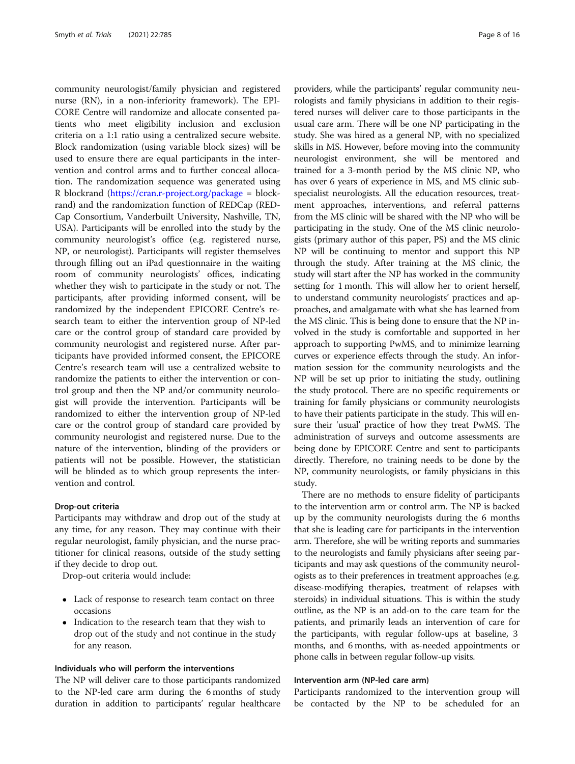community neurologist/family physician and registered nurse (RN), in a non-inferiority framework). The EPICORE Centre will randomize and allocate consented patients who meet eligibility inclusion and exclusion criteria on a 1:1 ratio using a centralized secure website. Block randomization (using variable block sizes) will be used to ensure there are equal participants in the intervention and control arms and to further conceal allocation. The randomization sequence was generated using R blockrand (https://cran.r-project.org/package = blockrand) and the randomization function of REDCap (REDCap Consortium, Vanderbuilt University, Nashville, TN, USA). Participants will be enrolled into the study by the community neurologist's office (e.g. registered nurse, NP, or neurologist). Participants will register themselves through filling out an iPad questionnaire in the waiting room of community neurologists' offices, indicating whether they wish to participate in the study or not. The participants, after providing informed consent, will be randomized by the independent EPICORE Centre's research team to either the intervention group of NP-led care or the control group of standard care provided by community neurologist and registered nurse. After participants have provided informed consent, the EPICORE Centre's research team will use a centralized website to randomize the patients to either the intervention or control group and then the NP and/or community neurologist will provide the intervention. Participants will be randomized to either the intervention group of NP-led care or the control group of standard care provided by community neurologist and registered nurse. Due to the nature of the intervention, blinding of the providers or patients will not be possible. However, the statistician will be blinded as to which group represents the intervention and control.

#### Drop-out criteria

Participants may withdraw and drop out of the study at any time, for any reason. They may continue with their regular neurologist, family physician, and the nurse practitioner for clinical reasons, outside of the study setting if they decide to drop out.

Drop-out criteria would include:

- Lack of response to research team contact on three occasions
- Indication to the research team that they wish to drop out of the study and not continue in the study for any reason.

#### Individuals who will perform the interventions

The NP will deliver care to those participants randomized to the NP-led care arm during the 6 months of study duration in addition to participants' regular healthcare providers, while the participants' regular community neurologists and family physicians in addition to their registered nurses will deliver care to those participants in the usual care arm. There will be one NP participating in the study. She was hired as a general NP, with no specialized skills in MS. However, before moving into the community neurologist environment, she will be mentored and trained for a 3-month period by the MS clinic NP, who has over 6 years of experience in MS, and MS clinic subspecialist neurologists. All the education resources, treatment approaches, interventions, and referral patterns from the MS clinic will be shared with the NP who will be participating in the study. One of the MS clinic neurologists (primary author of this paper, PS) and the MS clinic NP will be continuing to mentor and support this NP through the study. After training at the MS clinic, the study will start after the NP has worked in the community setting for 1 month. This will allow her to orient herself, to understand community neurologists' practices and approaches, and amalgamate with what she has learned from the MS clinic. This is being done to ensure that the NP involved in the study is comfortable and supported in her approach to supporting PwMS, and to minimize learning curves or experience effects through the study. An information session for the community neurologists and the NP will be set up prior to initiating the study, outlining the study protocol. There are no specific requirements or training for family physicians or community neurologists to have their patients participate in the study. This will ensure their 'usual' practice of how they treat PwMS. The administration of surveys and outcome assessments are being done by EPICORE Centre and sent to participants directly. Therefore, no training needs to be done by the NP, community neurologists, or family physicians in this study.

There are no methods to ensure fidelity of participants to the intervention arm or control arm. The NP is backed up by the community neurologists during the 6 months that she is leading care for participants in the intervention arm. Therefore, she will be writing reports and summaries to the neurologists and family physicians after seeing participants and may ask questions of the community neurologists as to their preferences in treatment approaches (e.g. disease-modifying therapies, treatment of relapses with steroids) in individual situations. This is within the study outline, as the NP is an add-on to the care team for the patients, and primarily leads an intervention of care for the participants, with regular follow-ups at baseline, 3 months, and 6 months, with as-needed appointments or phone calls in between regular follow-up visits.

#### Intervention arm (NP-led care arm)

Participants randomized to the intervention group will be contacted by the NP to be scheduled for an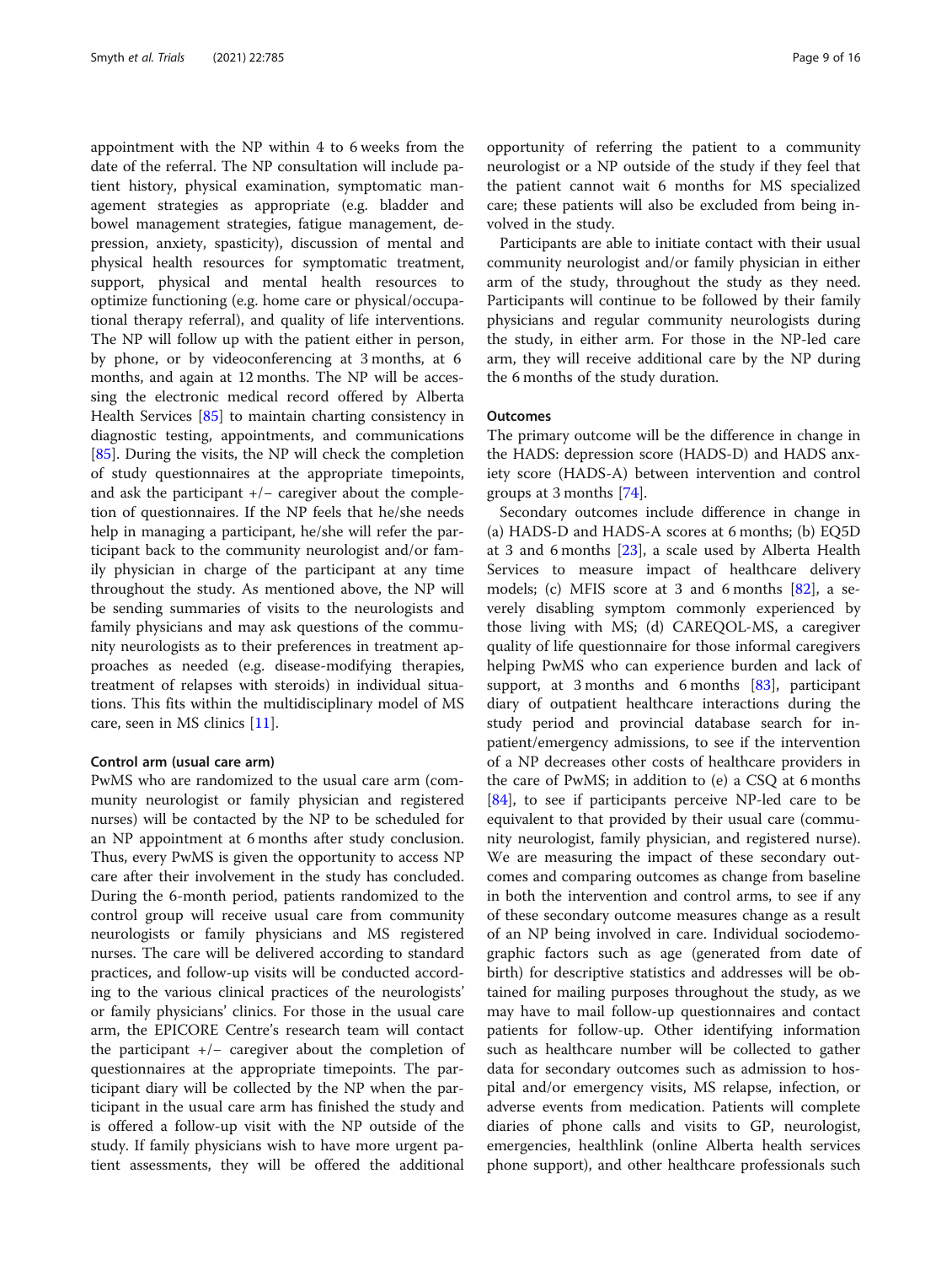appointment with the NP within 4 to 6 weeks from the date of the referral. The NP consultation will include patient history, physical examination, symptomatic management strategies as appropriate (e.g. bladder and bowel management strategies, fatigue management, depression, anxiety, spasticity), discussion of mental and physical health resources for symptomatic treatment, support, physical and mental health resources to optimize functioning (e.g. home care or physical/occupational therapy referral), and quality of life interventions. The NP will follow up with the patient either in person, by phone, or by videoconferencing at 3 months, at 6 months, and again at 12 months. The NP will be accessing the electronic medical record offered by Alberta Health Services [85] to maintain charting consistency in diagnostic testing, appointments, and communications [85]. During the visits, the NP will check the completion of study questionnaires at the appropriate timepoints, and ask the participant +/− caregiver about the completion of questionnaires. If the NP feels that he/she needs help in managing a participant, he/she will refer the participant back to the community neurologist and/or family physician in charge of the participant at any time throughout the study. As mentioned above, the NP will be sending summaries of visits to the neurologists and family physicians and may ask questions of the community neurologists as to their preferences in treatment approaches as needed (e.g. disease-modifying therapies, treatment of relapses with steroids) in individual situations. This fits within the multidisciplinary model of MS care, seen in MS clinics [11].

#### Control arm (usual care arm)

PwMS who are randomized to the usual care arm (community neurologist or family physician and registered nurses) will be contacted by the NP to be scheduled for an NP appointment at 6 months after study conclusion. Thus, every PwMS is given the opportunity to access NP care after their involvement in the study has concluded. During the 6-month period, patients randomized to the control group will receive usual care from community neurologists or family physicians and MS registered nurses. The care will be delivered according to standard practices, and follow-up visits will be conducted according to the various clinical practices of the neurologists' or family physicians' clinics. For those in the usual care arm, the EPICORE Centre's research team will contact the participant +/− caregiver about the completion of questionnaires at the appropriate timepoints. The participant diary will be collected by the NP when the participant in the usual care arm has finished the study and is offered a follow-up visit with the NP outside of the study. If family physicians wish to have more urgent patient assessments, they will be offered the additional opportunity of referring the patient to a community neurologist or a NP outside of the study if they feel that the patient cannot wait 6 months for MS specialized care; these patients will also be excluded from being involved in the study.

Participants are able to initiate contact with their usual community neurologist and/or family physician in either arm of the study, throughout the study as they need. Participants will continue to be followed by their family physicians and regular community neurologists during the study, in either arm. For those in the NP-led care arm, they will receive additional care by the NP during the 6 months of the study duration.

#### Outcomes

The primary outcome will be the difference in change in the HADS: depression score (HADS-D) and HADS anxiety score (HADS-A) between intervention and control groups at 3 months [74].

Secondary outcomes include difference in change in (a) HADS-D and HADS-A scores at 6 months; (b) EQ5D at 3 and 6 months [23], a scale used by Alberta Health Services to measure impact of healthcare delivery models; (c) MFIS score at 3 and 6 months [82], a severely disabling symptom commonly experienced by those living with MS; (d) CAREQOL-MS, a caregiver quality of life questionnaire for those informal caregivers helping PwMS who can experience burden and lack of support, at 3 months and 6 months [83], participant diary of outpatient healthcare interactions during the study period and provincial database search for inpatient/emergency admissions, to see if the intervention of a NP decreases other costs of healthcare providers in the care of PwMS; in addition to (e) a CSQ at 6 months [84], to see if participants perceive NP-led care to be equivalent to that provided by their usual care (community neurologist, family physician, and registered nurse). We are measuring the impact of these secondary outcomes and comparing outcomes as change from baseline in both the intervention and control arms, to see if any of these secondary outcome measures change as a result of an NP being involved in care. Individual sociodemographic factors such as age (generated from date of birth) for descriptive statistics and addresses will be obtained for mailing purposes throughout the study, as we may have to mail follow-up questionnaires and contact patients for follow-up. Other identifying information such as healthcare number will be collected to gather data for secondary outcomes such as admission to hospital and/or emergency visits, MS relapse, infection, or adverse events from medication. Patients will complete diaries of phone calls and visits to GP, neurologist, emergencies, healthlink (online Alberta health services phone support), and other healthcare professionals such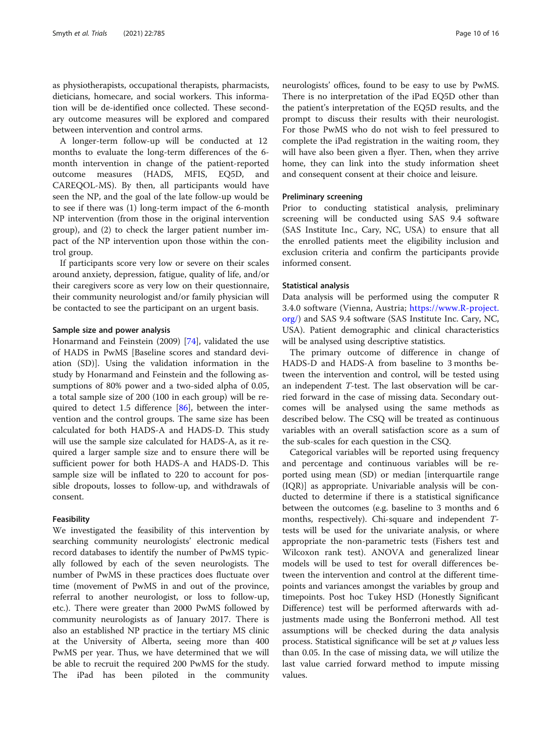as physiotherapists, occupational therapists, pharmacists, dieticians, homecare, and social workers. This information will be de-identified once collected. These secondary outcome measures will be explored and compared between intervention and control arms.

A longer-term follow-up will be conducted at 12 months to evaluate the long-term differences of the 6-month intervention in change of the patient-reported outcome measures (HADS, MFIS, EQ5D, and CAREQOL-MS). By then, all participants would have seen the NP, and the goal of the late follow-up would be to see if there was (1) long-term impact of the 6-month NP intervention (from those in the original intervention group), and (2) to check the larger patient number impact of the NP intervention upon those within the control group.

If participants score very low or severe on their scales around anxiety, depression, fatigue, quality of life, and/or their caregivers score as very low on their questionnaire, their community neurologist and/or family physician will be contacted to see the participant on an urgent basis.

#### Sample size and power analysis

Honarmand and Feinstein (2009) [74], validated the use of HADS in PwMS [Baseline scores and standard deviation (SD)]. Using the validation information in the study by Honarmand and Feinstein and the following assumptions of 80% power and a two-sided alpha of 0.05, a total sample size of 200 (100 in each group) will be required to detect 1.5 difference [86], between the intervention and the control groups. The same size has been calculated for both HADS-A and HADS-D. This study will use the sample size calculated for HADS-A, as it required a larger sample size and to ensure there will be sufficient power for both HADS-A and HADS-D. This sample size will be inflated to 220 to account for possible dropouts, losses to follow-up, and withdrawals of consent.

#### Feasibility

We investigated the feasibility of this intervention by searching community neurologists' electronic medical record databases to identify the number of PwMS typically followed by each of the seven neurologists. The number of PwMS in these practices does fluctuate over time (movement of PwMS in and out of the province, referral to another neurologist, or loss to follow-up, etc.). There were greater than 2000 PwMS followed by community neurologists as of January 2017. There is also an established NP practice in the tertiary MS clinic at the University of Alberta, seeing more than 400 PwMS per year. Thus, we have determined that we will be able to recruit the required 200 PwMS for the study. The iPad has been piloted in the community neurologists' offices, found to be easy to use by PwMS. There is no interpretation of the iPad EQ5D other than the patient's interpretation of the EQ5D results, and the prompt to discuss their results with their neurologist. For those PwMS who do not wish to feel pressured to complete the iPad registration in the waiting room, they will have also been given a flyer. Then, when they arrive home, they can link into the study information sheet and consequent consent at their choice and leisure.

#### Preliminary screening

Prior to conducting statistical analysis, preliminary screening will be conducted using SAS 9.4 software (SAS Institute Inc., Cary, NC, USA) to ensure that all the enrolled patients meet the eligibility inclusion and exclusion criteria and confirm the participants provide informed consent.

#### Statistical analysis

Data analysis will be performed using the computer R 3.4.0 software (Vienna, Austria; https://www.R-project.org/) and SAS 9.4 software (SAS Institute Inc. Cary, NC, USA). Patient demographic and clinical characteristics will be analysed using descriptive statistics.

The primary outcome of difference in change of HADS-D and HADS-A from baseline to 3 months between the intervention and control, will be tested using an independent *T*-test. The last observation will be carried forward in the case of missing data. Secondary outcomes will be analysed using the same methods as described below. The CSQ will be treated as continuous variables with an overall satisfaction score as a sum of the sub-scales for each question in the CSQ.

Categorical variables will be reported using frequency and percentage and continuous variables will be reported using mean (SD) or median [interquartile range (IQR)] as appropriate. Univariable analysis will be conducted to determine if there is a statistical significance between the outcomes (e.g. baseline to 3 months and 6 months, respectively). Chi-square and independent *T*-tests will be used for the univariate analysis, or where appropriate the non-parametric tests (Fishers test and Wilcoxon rank test). ANOVA and generalized linear models will be used to test for overall differences between the intervention and control at the different timepoints and variances amongst the variables by group and timepoints. Post hoc Tukey HSD (Honestly Significant Difference) test will be performed afterwards with adjustments made using the Bonferroni method. All test assumptions will be checked during the data analysis process. Statistical significance will be set at $p$ values less than 0.05. In the case of missing data, we will utilize the last value carried forward method to impute missing values.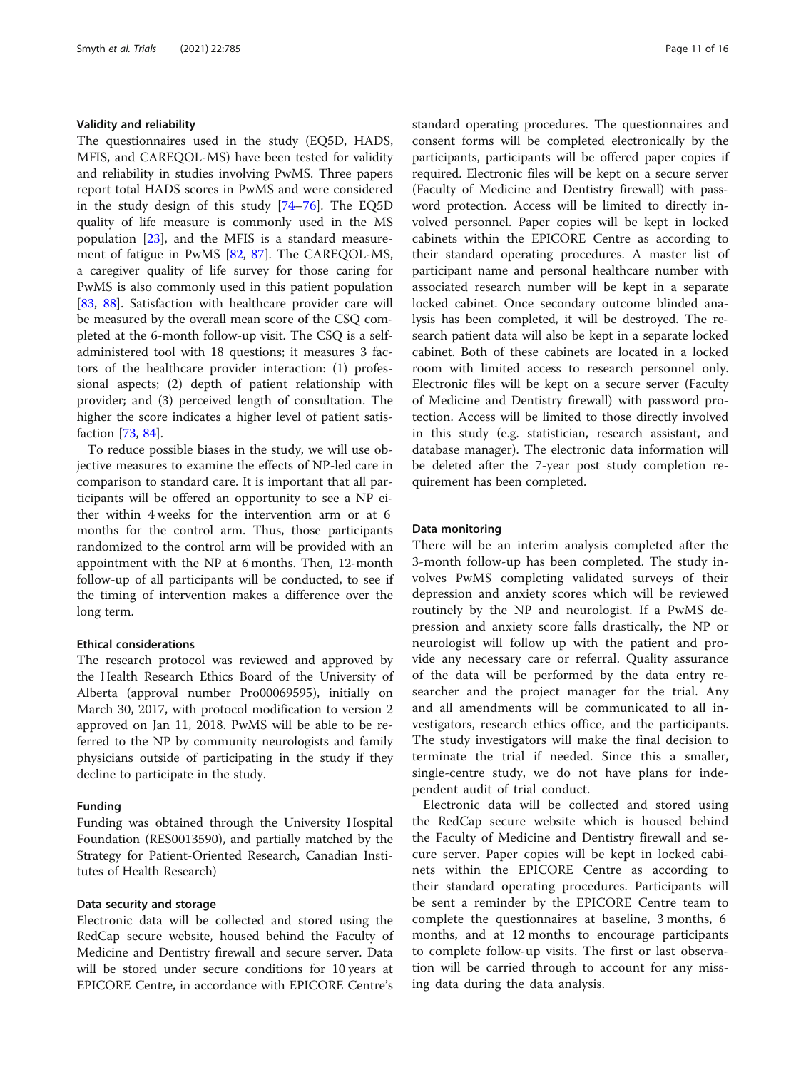### Validity and reliability

The questionnaires used in the study (EQ5D, HADS, MFIS, and CAREQOL-MS) have been tested for validity and reliability in studies involving PwMS. Three papers report total HADS scores in PwMS and were considered in the study design of this study [74–76]. The EQ5D quality of life measure is commonly used in the MS population [23], and the MFIS is a standard measurement of fatigue in PwMS [82, 87]. The CAREQOL-MS, a caregiver quality of life survey for those caring for PwMS is also commonly used in this patient population [83, 88]. Satisfaction with healthcare provider care will be measured by the overall mean score of the CSQ completed at the 6-month follow-up visit. The CSQ is a self-administered tool with 18 questions; it measures 3 factors of the healthcare provider interaction: (1) professional aspects; (2) depth of patient relationship with provider; and (3) perceived length of consultation. The higher the score indicates a higher level of patient satisfaction [73, 84].

To reduce possible biases in the study, we will use objective measures to examine the effects of NP-led care in comparison to standard care. It is important that all participants will be offered an opportunity to see a NP either within 4 weeks for the intervention arm or at 6 months for the control arm. Thus, those participants randomized to the control arm will be provided with an appointment with the NP at 6 months. Then, 12-month follow-up of all participants will be conducted, to see if the timing of intervention makes a difference over the long term.

### Ethical considerations

The research protocol was reviewed and approved by the Health Research Ethics Board of the University of Alberta (approval number Pro00069595), initially on March 30, 2017, with protocol modification to version 2 approved on Jan 11, 2018. PwMS will be able to be referred to the NP by community neurologists and family physicians outside of participating in the study if they decline to participate in the study.

### Funding

Funding was obtained through the University Hospital Foundation (RES0013590), and partially matched by the Strategy for Patient-Oriented Research, Canadian Institutes of Health Research)

### Data security and storage

Electronic data will be collected and stored using the RedCap secure website, housed behind the Faculty of Medicine and Dentistry firewall and secure server. Data will be stored under secure conditions for 10 years at EPICORE Centre, in accordance with EPICORE Centre's standard operating procedures. The questionnaires and consent forms will be completed electronically by the participants, participants will be offered paper copies if required. Electronic files will be kept on a secure server (Faculty of Medicine and Dentistry firewall) with password protection. Access will be limited to directly involved personnel. Paper copies will be kept in locked cabinets within the EPICORE Centre as according to their standard operating procedures. A master list of participant name and personal healthcare number with associated research number will be kept in a separate locked cabinet. Once secondary outcome blinded analysis has been completed, it will be destroyed. The research patient data will also be kept in a separate locked cabinet. Both of these cabinets are located in a locked room with limited access to research personnel only. Electronic files will be kept on a secure server (Faculty of Medicine and Dentistry firewall) with password protection. Access will be limited to those directly involved in this study (e.g. statistician, research assistant, and database manager). The electronic data information will be deleted after the 7-year post study completion requirement has been completed.

### Data monitoring

There will be an interim analysis completed after the 3-month follow-up has been completed. The study involves PwMS completing validated surveys of their depression and anxiety scores which will be reviewed routinely by the NP and neurologist. If a PwMS depression and anxiety score falls drastically, the NP or neurologist will follow up with the patient and provide any necessary care or referral. Quality assurance of the data will be performed by the data entry researcher and the project manager for the trial. Any and all amendments will be communicated to all investigators, research ethics office, and the participants. The study investigators will make the final decision to terminate the trial if needed. Since this a smaller, single-centre study, we do not have plans for independent audit of trial conduct.

Electronic data will be collected and stored using the RedCap secure website which is housed behind the Faculty of Medicine and Dentistry firewall and secure server. Paper copies will be kept in locked cabinets within the EPICORE Centre as according to their standard operating procedures. Participants will be sent a reminder by the EPICORE Centre team to complete the questionnaires at baseline, 3 months, 6 months, and at 12 months to encourage participants to complete follow-up visits. The first or last observation will be carried through to account for any missing data during the data analysis.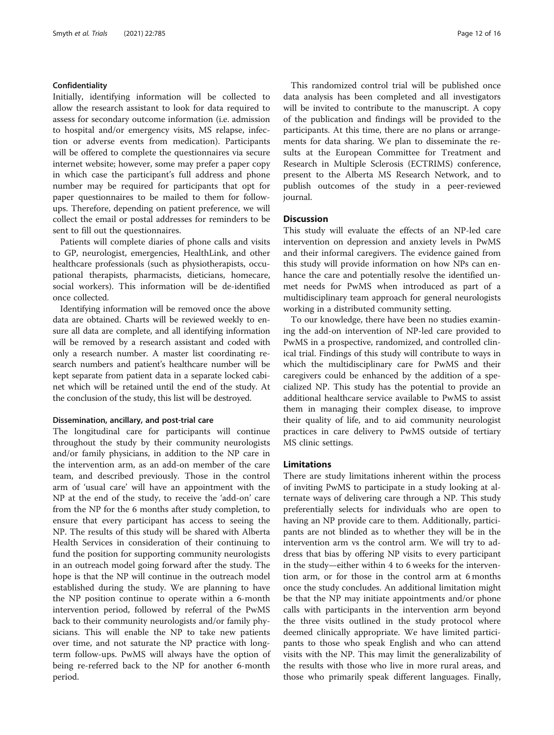### Confidentiality

Initially, identifying information will be collected to allow the research assistant to look for data required to assess for secondary outcome information (i.e. admission to hospital and/or emergency visits, MS relapse, infection or adverse events from medication). Participants will be offered to complete the questionnaires via secure internet website; however, some may prefer a paper copy in which case the participant's full address and phone number may be required for participants that opt for paper questionnaires to be mailed to them for follow-ups. Therefore, depending on patient preference, we will collect the email or postal addresses for reminders to be sent to fill out the questionnaires.

Patients will complete diaries of phone calls and visits to GP, neurologist, emergencies, HealthLink, and other healthcare professionals (such as physiotherapists, occupational therapists, pharmacists, dieticians, homecare, social workers). This information will be de-identified once collected.

Identifying information will be removed once the above data are obtained. Charts will be reviewed weekly to ensure all data are complete, and all identifying information will be removed by a research assistant and coded with only a research number. A master list coordinating research numbers and patient's healthcare number will be kept separate from patient data in a separate locked cabinet which will be retained until the end of the study. At the conclusion of the study, this list will be destroyed.

### Dissemination, ancillary, and post-trial care

The longitudinal care for participants will continue throughout the study by their community neurologists and/or family physicians, in addition to the NP care in the intervention arm, as an add-on member of the care team, and described previously. Those in the control arm of 'usual care' will have an appointment with the NP at the end of the study, to receive the 'add-on' care from the NP for the 6 months after study completion, to ensure that every participant has access to seeing the NP. The results of this study will be shared with Alberta Health Services in consideration of their continuing to fund the position for supporting community neurologists in an outreach model going forward after the study. The hope is that the NP will continue in the outreach model established during the study. We are planning to have the NP position continue to operate within a 6-month intervention period, followed by referral of the PwMS back to their community neurologists and/or family physicians. This will enable the NP to take new patients over time, and not saturate the NP practice with long-term follow-ups. PwMS will always have the option of being re-referred back to the NP for another 6-month period.

This randomized control trial will be published once data analysis has been completed and all investigators will be invited to contribute to the manuscript. A copy of the publication and findings will be provided to the participants. At this time, there are no plans or arrangements for data sharing. We plan to disseminate the results at the European Committee for Treatment and Research in Multiple Sclerosis (ECTRIMS) conference, present to the Alberta MS Research Network, and to publish outcomes of the study in a peer-reviewed journal.

## Discussion

This study will evaluate the effects of an NP-led care intervention on depression and anxiety levels in PwMS and their informal caregivers. The evidence gained from this study will provide information on how NPs can enhance the care and potentially resolve the identified unmet needs for PwMS when introduced as part of a multidisciplinary team approach for general neurologists working in a distributed community setting.

To our knowledge, there have been no studies examining the add-on intervention of NP-led care provided to PwMS in a prospective, randomized, and controlled clinical trial. Findings of this study will contribute to ways in which the multidisciplinary care for PwMS and their caregivers could be enhanced by the addition of a specialized NP. This study has the potential to provide an additional healthcare service available to PwMS to assist them in managing their complex disease, to improve their quality of life, and to aid community neurologist practices in care delivery to PwMS outside of tertiary MS clinic settings.

## Limitations

There are study limitations inherent within the process of inviting PwMS to participate in a study looking at alternate ways of delivering care through a NP. This study preferentially selects for individuals who are open to having an NP provide care to them. Additionally, participants are not blinded as to whether they will be in the intervention arm vs the control arm. We will try to address that bias by offering NP visits to every participant in the study—either within 4 to 6 weeks for the intervention arm, or for those in the control arm at 6 months once the study concludes. An additional limitation might be that the NP may initiate appointments and/or phone calls with participants in the intervention arm beyond the three visits outlined in the study protocol where deemed clinically appropriate. We have limited participants to those who speak English and who can attend visits with the NP. This may limit the generalizability of the results with those who live in more rural areas, and those who primarily speak different languages. Finally,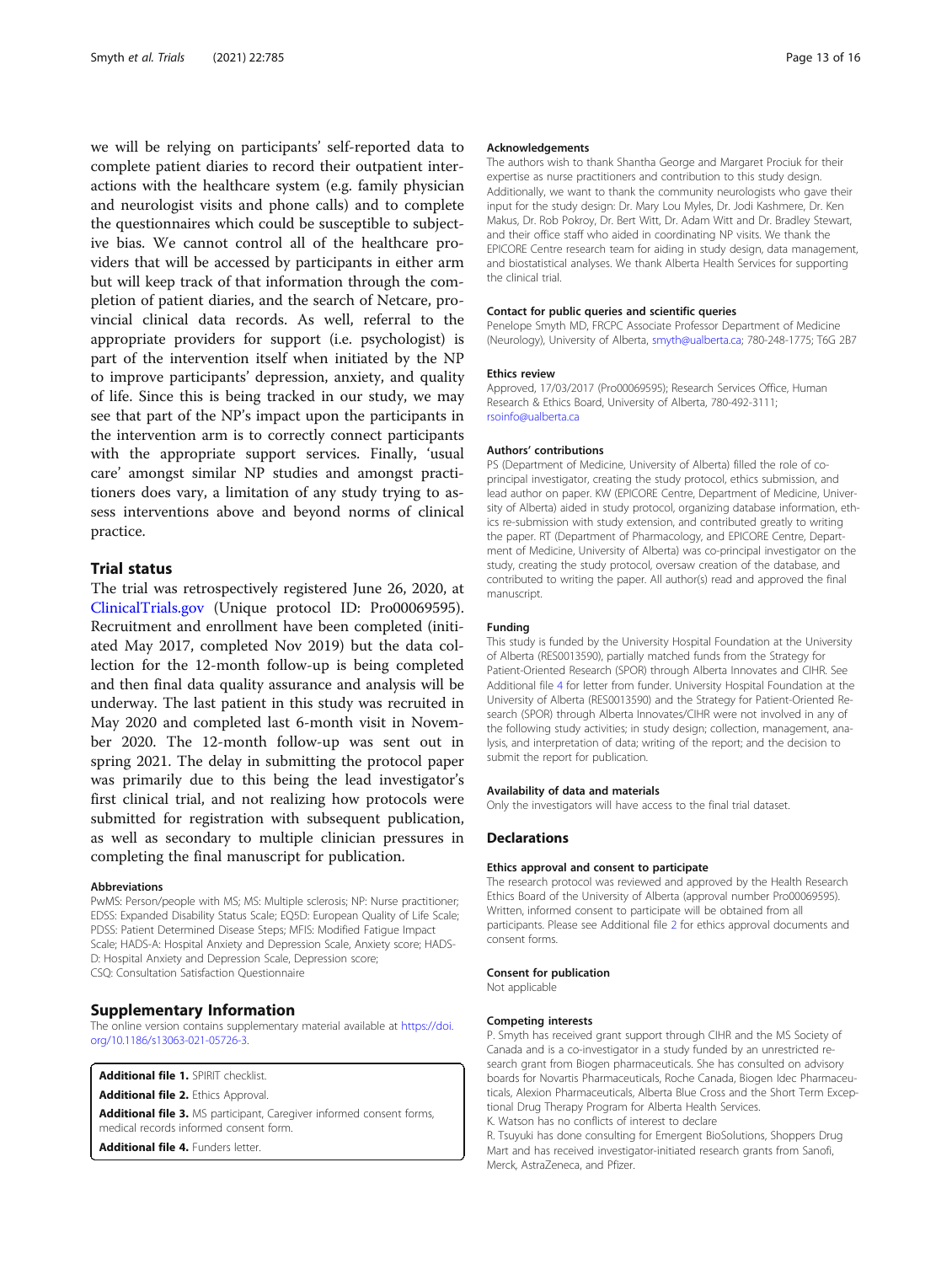we will be relying on participants' self-reported data to complete patient diaries to record their outpatient interactions with the healthcare system (e.g. family physician and neurologist visits and phone calls) and to complete the questionnaires which could be susceptible to subjective bias. We cannot control all of the healthcare providers that will be accessed by participants in either arm but will keep track of that information through the completion of patient diaries, and the search of Netcare, provincial clinical data records. As well, referral to the appropriate providers for support (i.e. psychologist) is part of the intervention itself when initiated by the NP to improve participants' depression, anxiety, and quality of life. Since this is being tracked in our study, we may see that part of the NP's impact upon the participants in the intervention arm is to correctly connect participants with the appropriate support services. Finally, 'usual care' amongst similar NP studies and amongst practitioners does vary, a limitation of any study trying to assess interventions above and beyond norms of clinical practice.

## Trial status

The trial was retrospectively registered June 26, 2020, at ClinicalTrials.gov (Unique protocol ID: Pro00069595). Recruitment and enrollment have been completed (initiated May 2017, completed Nov 2019) but the data collection for the 12-month follow-up is being completed and then final data quality assurance and analysis will be underway. The last patient in this study was recruited in May 2020 and completed last 6-month visit in November 2020. The 12-month follow-up was sent out in spring 2021. The delay in submitting the protocol paper was primarily due to this being the lead investigator's first clinical trial, and not realizing how protocols were submitted for registration with subsequent publication, as well as secondary to multiple clinician pressures in completing the final manuscript for publication.

#### Abbreviations

PwMS: Person/people with MS; MS: Multiple sclerosis; NP: Nurse practitioner; EDSS: Expanded Disability Status Scale; EQ5D: European Quality of Life Scale; PDSS: Patient Determined Disease Steps; MFIS: Modified Fatigue Impact Scale; HADS-A: Hospital Anxiety and Depression Scale, Anxiety score; HADS-D: Hospital Anxiety and Depression Scale, Depression score; CSQ: Consultation Satisfaction Questionnaire

## Supplementary Information

The online version contains supplementary material available at https://doi.org/10.1186/s13063-021-05726-3.

**Additional file 1.** SPIRIT checklist.

**Additional file 2.** Ethics Approval.

**Additional file 3.** MS participant, Caregiver informed consent forms, medical records informed consent form.

**Additional file 4.** Funders letter.

#### Acknowledgements

The authors wish to thank Shantha George and Margaret Prociuk for their expertise as nurse practitioners and contribution to this study design. Additionally, we want to thank the community neurologists who gave their input for the study design: Dr. Mary Lou Myles, Dr. Jodi Kashmere, Dr. Ken Makus, Dr. Rob Pokroy, Dr. Bert Witt, Dr. Adam Witt and Dr. Bradley Stewart, and their office staff who aided in coordinating NP visits. We thank the EPICORE Centre research team for aiding in study design, data management, and biostatistical analyses. We thank Alberta Health Services for supporting the clinical trial.

#### Contact for public queries and scientific queries

Penelope Smyth MD, FRCPC Associate Professor Department of Medicine (Neurology), University of Alberta, smyth@ualberta.ca; 780-248-1775; T6G 2B7

#### Ethics review

Approved, 17/03/2017 (Pro00069595); Research Services Office, Human Research & Ethics Board, University of Alberta, 780-492-3111; rsoinfo@ualberta.ca

#### Authors' contributions

PS (Department of Medicine, University of Alberta) filled the role of co-principal investigator, creating the study protocol, ethics submission, and lead author on paper. KW (EPICORE Centre, Department of Medicine, University of Alberta) aided in study protocol, organizing database information, ethics re-submission with study extension, and contributed greatly to writing the paper. RT (Department of Pharmacology, and EPICORE Centre, Department of Medicine, University of Alberta) was co-principal investigator on the study, creating the study protocol, oversaw creation of the database, and contributed to writing the paper. All author(s) read and approved the final manuscript.

#### Funding

This study is funded by the University Hospital Foundation at the University of Alberta (RES0013590), partially matched funds from the Strategy for Patient-Oriented Research (SPOR) through Alberta Innovates and CIHR. See Additional file 4 for letter from funder. University Hospital Foundation at the University of Alberta (RES0013590) and the Strategy for Patient-Oriented Research (SPOR) through Alberta Innovates/CIHR were not involved in any of the following study activities; in study design; collection, management, analysis, and interpretation of data; writing of the report; and the decision to submit the report for publication.

#### Availability of data and materials

Only the investigators will have access to the final trial dataset.

## Declarations

#### Ethics approval and consent to participate

The research protocol was reviewed and approved by the Health Research Ethics Board of the University of Alberta (approval number Pro00069595). Written, informed consent to participate will be obtained from all participants. Please see Additional file 2 for ethics approval documents and consent forms.

#### Consent for publication

Not applicable

#### Competing interests

P. Smyth has received grant support through CIHR and the MS Society of Canada and is a co-investigator in a study funded by an unrestricted research grant from Biogen pharmaceuticals. She has consulted on advisory boards for Novartis Pharmaceuticals, Roche Canada, Biogen Idec Pharmaceuticals, Alexion Pharmaceuticals, Alberta Blue Cross and the Short Term Exceptional Drug Therapy Program for Alberta Health Services.

K. Watson has no conflicts of interest to declare

R. Tsuyuki has done consulting for Emergent BioSolutions, Shoppers Drug Mart and has received investigator-initiated research grants from Sanofi, Merck, AstraZeneca, and Pfizer.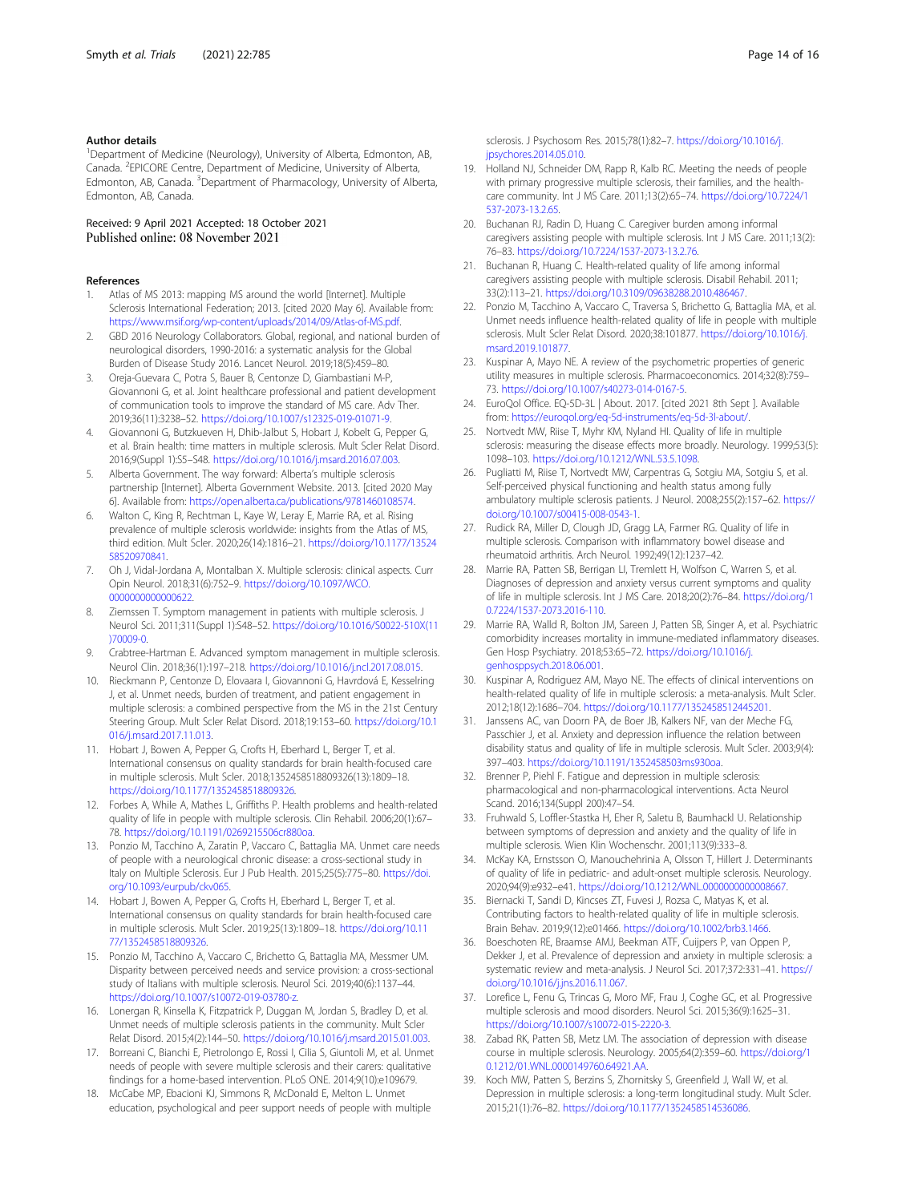#### Author details

[1]Department of Medicine (Neurology), University of Alberta, Edmonton, AB, Canada. [2]EPICORE Centre, Department of Medicine, University of Alberta, Edmonton, AB, Canada. [3]Department of Pharmacology, University of Alberta, Edmonton, AB, Canada.

Received: 9 April 2021 Accepted: 18 October 2021
Published online: 08 November 2021

#### References

1. Atlas of MS 2013: mapping MS around the world [Internet]. Multiple Sclerosis International Federation; 2013. [cited 2020 May 6]. Available from: https://www.msif.org/wp-content/uploads/2014/09/Atlas-of-MS.pdf.
2. GBD 2016 Neurology Collaborators. Global, regional, and national burden of neurological disorders, 1990-2016: a systematic analysis for the Global Burden of Disease Study 2016. Lancet Neurol. 2019;18(5):459–80.
3. Oreja-Guevara C, Potra S, Bauer B, Centonze D, Giambastiani M-P, Giovannoni G, et al. Joint healthcare professional and patient development of communication tools to improve the standard of MS care. Adv Ther. 2019;36(11):3238–52. https://doi.org/10.1007/s12325-019-01071-9.
4. Giovannoni G, Butzkueven H, Dhib-Jalbut S, Hobart J, Kobelt G, Pepper G, et al. Brain health: time matters in multiple sclerosis. Mult Scler Relat Disord. 2016;9(Suppl 1):S5–S48. https://doi.org/10.1016/j.msard.2016.07.003.
5. Alberta Government. The way forward: Alberta's multiple sclerosis partnership [Internet]. Alberta Government Website. 2013. [cited 2020 May 6]. Available from: https://open.alberta.ca/publications/9781460108574.
6. Walton C, King R, Rechtman L, Kaye W, Leray E, Marrie RA, et al. Rising prevalence of multiple sclerosis worldwide: insights from the Atlas of MS, third edition. Mult Scler. 2020;26(14):1816–21. https://doi.org/10.1177/1352458520970841.
7. Oh J, Vidal-Jordana A, Montalban X. Multiple sclerosis: clinical aspects. Curr Opin Neurol. 2018;31(6):752–9. https://doi.org/10.1097/WCO.0000000000000622.
8. Ziemssen T. Symptom management in patients with multiple sclerosis. J Neurol Sci. 2011;311(Suppl 1):S48–52. https://doi.org/10.1016/S0022-510X(11)70009-0.
9. Crabtree-Hartman E. Advanced symptom management in multiple sclerosis. Neurol Clin. 2018;36(1):197–218. https://doi.org/10.1016/j.ncl.2017.08.015.
10. Rieckmann P, Centonze D, Elovaara I, Giovannoni G, Havrdová E, Kesselring J, et al. Unmet needs, burden of treatment, and patient engagement in multiple sclerosis: a combined perspective from the MS in the 21st Century Steering Group. Mult Scler Relat Disord. 2018;19:153–60. https://doi.org/10.1016/j.msard.2017.11.013.
11. Hobart J, Bowen A, Pepper G, Crofts H, Eberhard L, Berger T, et al. International consensus on quality standards for brain health-focused care in multiple sclerosis. Mult Scler. 2018;1352458518809326(13):1809–18. https://doi.org/10.1177/1352458518809326.
12. Forbes A, While A, Mathes L, Griffiths P. Health problems and health-related quality of life in people with multiple sclerosis. Clin Rehabil. 2006;20(1):67–78. https://doi.org/10.1191/0269215506cr880oa.
13. Ponzio M, Tacchino A, Zaratin P, Vaccaro C, Battaglia MA. Unmet care needs of people with a neurological chronic disease: a cross-sectional study in Italy on Multiple Sclerosis. Eur J Pub Health. 2015;25(5):775–80. https://doi.org/10.1093/eurpub/ckv065.
14. Hobart J, Bowen A, Pepper G, Crofts H, Eberhard L, Berger T, et al. International consensus on quality standards for brain health-focused care in multiple sclerosis. Mult Scler. 2019;25(13):1809–18. https://doi.org/10.1177/1352458518809326.
15. Ponzio M, Tacchino A, Vaccaro C, Brichetto G, Battaglia MA, Messmer UM. Disparity between perceived needs and service provision: a cross-sectional study of Italians with multiple sclerosis. Neurol Sci. 2019;40(6):1137–44. https://doi.org/10.1007/s10072-019-03780-z.
16. Lonergan R, Kinsella K, Fitzpatrick P, Duggan M, Jordan S, Bradley D, et al. Unmet needs of multiple sclerosis patients in the community. Mult Scler Relat Disord. 2015;4(2):144–50. https://doi.org/10.1016/j.msard.2015.01.003.
17. Borreani C, Bianchi E, Pietrolongo E, Rossi I, Cilia S, Giuntoli M, et al. Unmet needs of people with severe multiple sclerosis and their carers: qualitative findings for a home-based intervention. PLoS ONE. 2014;9(10):e109679.
18. McCabe MP, Ebacioni KJ, Simmons R, McDonald E, Melton L. Unmet education, psychological and peer support needs of people with multiple sclerosis. J Psychosom Res. 2015;78(1):82–7. https://doi.org/10.1016/j.jpsychores.2014.05.010.
19. Holland NJ, Schneider DM, Rapp R, Kalb RC. Meeting the needs of people with primary progressive multiple sclerosis, their families, and the health-care community. Int J MS Care. 2011;13(2):65–74. https://doi.org/10.7224/1537-2073-13.2.65.
20. Buchanan RJ, Radin D, Huang C. Caregiver burden among informal caregivers assisting people with multiple sclerosis. Int J MS Care. 2011;13(2):76–83. https://doi.org/10.7224/1537-2073-13.2.76.
21. Buchanan R, Huang C. Health-related quality of life among informal caregivers assisting people with multiple sclerosis. Disabil Rehabil. 2011;33(2):113–21. https://doi.org/10.3109/09638288.2010.486467.
22. Ponzio M, Tacchino A, Vaccaro C, Traversa S, Brichetto G, Battaglia MA, et al. Unmet needs influence health-related quality of life in people with multiple sclerosis. Mult Scler Relat Disord. 2020;38:101877. https://doi.org/10.1016/j.msard.2019.101877.
23. Kuspinar A, Mayo NE. A review of the psychometric properties of generic utility measures in multiple sclerosis. Pharmacoeconomics. 2014;32(8):759–73. https://doi.org/10.1007/s40273-014-0167-5.
24. EuroQol Office. EQ-5D-3L | About. 2017. [cited 2021 8th Sept ]. Available from: https://euroqol.org/eq-5d-instruments/eq-5d-3l-about/.
25. Nortvedt MW, Riise T, Myhr KM, Nyland HI. Quality of life in multiple sclerosis: measuring the disease effects more broadly. Neurology. 1999;53(5):1098–103. https://doi.org/10.1212/WNL.53.5.1098.
26. Pugliatti M, Riise T, Nortvedt MW, Carpentras G, Sotgiu MA, Sotgiu S, et al. Self-perceived physical functioning and health status among fully ambulatory multiple sclerosis patients. J Neurol. 2008;255(2):157–62. https://doi.org/10.1007/s00415-008-0543-1.
27. Rudick RA, Miller D, Clough JD, Gragg LA, Farmer RG. Quality of life in multiple sclerosis. Comparison with inflammatory bowel disease and rheumatoid arthritis. Arch Neurol. 1992;49(12):1237–42.
28. Marrie RA, Patten SB, Berrigan LI, Tremlett H, Wolfson C, Warren S, et al. Diagnoses of depression and anxiety versus current symptoms and quality of life in multiple sclerosis. Int J MS Care. 2018;20(2):76–84. https://doi.org/10.7224/1537-2073.2016-110.
29. Marrie RA, Walld R, Bolton JM, Sareen J, Patten SB, Singer A, et al. Psychiatric comorbidity increases mortality in immune-mediated inflammatory diseases. Gen Hosp Psychiatry. 2018;53:65–72. https://doi.org/10.1016/j.genhosppsych.2018.06.001.
30. Kuspinar A, Rodriguez AM, Mayo NE. The effects of clinical interventions on health-related quality of life in multiple sclerosis: a meta-analysis. Mult Scler. 2012;18(12):1686–704. https://doi.org/10.1177/1352458512445201.
31. Janssens AC, van Doorn PA, de Boer JB, Kalkers NF, van der Meche FG, Passchier J, et al. Anxiety and depression influence the relation between disability status and quality of life in multiple sclerosis. Mult Scler. 2003;9(4):397–403. https://doi.org/10.1191/1352458503ms930oa.
32. Brenner P, Piehl F. Fatigue and depression in multiple sclerosis: pharmacological and non-pharmacological interventions. Acta Neurol Scand. 2016;134(Suppl 200):47–54.
33. Fruhwald S, Loffler-Stastka H, Eher R, Saletu B, Baumhackl U. Relationship between symptoms of depression and anxiety and the quality of life in multiple sclerosis. Wien Klin Wochenschr. 2001;113(9):333–8.
34. McKay KA, Ernstsson O, Manouchehrinia A, Olsson T, Hillert J. Determinants of quality of life in pediatric- and adult-onset multiple sclerosis. Neurology. 2020;94(9):e932–e41. https://doi.org/10.1212/WNL.0000000000008667.
35. Biernacki T, Sandi D, Kincses ZT, Fuvesi J, Rozsa C, Matyas K, et al. Contributing factors to health-related quality of life in multiple sclerosis. Brain Behav. 2019;9(12):e01466. https://doi.org/10.1002/brb3.1466.
36. Boeschoten RE, Braamse AMJ, Beekman ATF, Cuijpers P, van Oppen P, Dekker J, et al. Prevalence of depression and anxiety in multiple sclerosis: a systematic review and meta-analysis. J Neurol Sci. 2017;372:331–41. https://doi.org/10.1016/j.jns.2016.11.067.
37. Lorefice L, Fenu G, Trincas G, Moro MF, Frau J, Coghe GC, et al. Progressive multiple sclerosis and mood disorders. Neurol Sci. 2015;36(9):1625–31. https://doi.org/10.1007/s10072-015-2220-3.
38. Zabad RK, Patten SB, Metz LM. The association of depression with disease course in multiple sclerosis. Neurology. 2005;64(2):359–60. https://doi.org/10.1212/01.WNL.0000149760.64921.AA.
39. Koch MW, Patten S, Berzins S, Zhornitsky S, Greenfield J, Wall W, et al. Depression in multiple sclerosis: a long-term longitudinal study. Mult Scler. 2015;21(1):76–82. https://doi.org/10.1177/1352458514536086.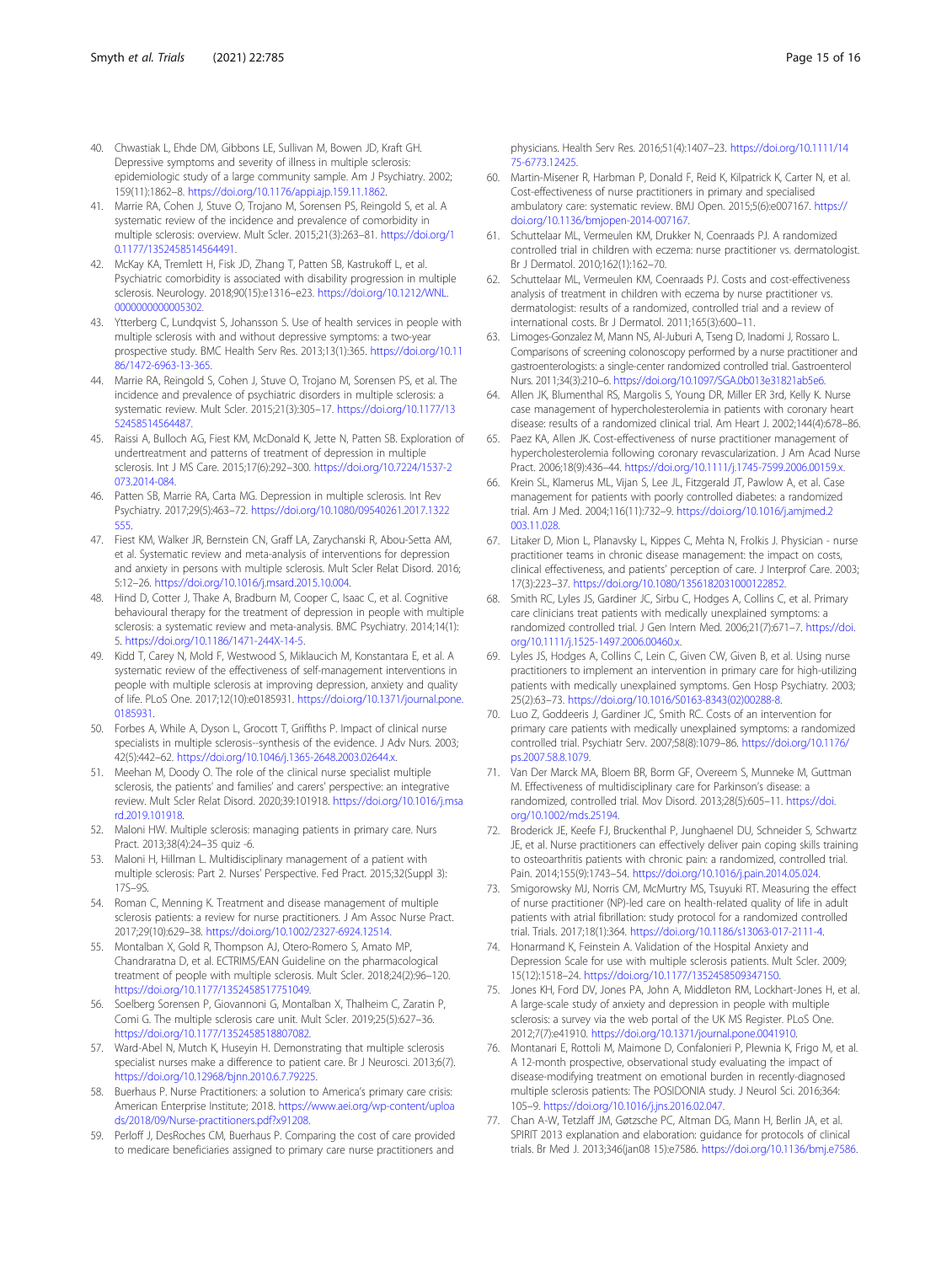40. Chwastiak L, Ehde DM, Gibbons LE, Sullivan M, Bowen JD, Kraft GH. Depressive symptoms and severity of illness in multiple sclerosis: epidemiologic study of a large community sample. Am J Psychiatry. 2002; 159(11):1862–8. https://doi.org/10.1176/appi.ajp.159.11.1862.
41. Marrie RA, Cohen J, Stuve O, Trojano M, Sorensen PS, Reingold S, et al. A systematic review of the incidence and prevalence of comorbidity in multiple sclerosis: overview. Mult Scler. 2015;21(3):263–81. https://doi.org/10.1177/1352458514564491.
42. McKay KA, Tremlett H, Fisk JD, Zhang T, Patten SB, Kastrukoff L, et al. Psychiatric comorbidity is associated with disability progression in multiple sclerosis. Neurology. 2018;90(15):e1316–e23. https://doi.org/10.1212/WNL.0000000000005302.
43. Ytterberg C, Lundqvist S, Johansson S. Use of health services in people with multiple sclerosis with and without depressive symptoms: a two-year prospective study. BMC Health Serv Res. 2013;13(1):365. https://doi.org/10.1186/1472-6963-13-365.
44. Marrie RA, Reingold S, Cohen J, Stuve O, Trojano M, Sorensen PS, et al. The incidence and prevalence of psychiatric disorders in multiple sclerosis: a systematic review. Mult Scler. 2015;21(3):305–17. https://doi.org/10.1177/1352458514564487.
45. Raissi A, Bulloch AG, Fiest KM, McDonald K, Jette N, Patten SB. Exploration of undertreatment and patterns of treatment of depression in multiple sclerosis. Int J MS Care. 2015;17(6):292–300. https://doi.org/10.7224/1537-2073.2014-084.
46. Patten SB, Marrie RA, Carta MG. Depression in multiple sclerosis. Int Rev Psychiatry. 2017;29(5):463–72. https://doi.org/10.1080/09540261.2017.1322555.
47. Fiest KM, Walker JR, Bernstein CN, Graff LA, Zarychanski R, Abou-Setta AM, et al. Systematic review and meta-analysis of interventions for depression and anxiety in persons with multiple sclerosis. Mult Scler Relat Disord. 2016; 5:12–26. https://doi.org/10.1016/j.msard.2015.10.004.
48. Hind D, Cotter J, Thake A, Bradburn M, Cooper C, Isaac C, et al. Cognitive behavioural therapy for the treatment of depression in people with multiple sclerosis: a systematic review and meta-analysis. BMC Psychiatry. 2014;14(1):5. https://doi.org/10.1186/1471-244X-14-5.
49. Kidd T, Carey N, Mold F, Westwood S, Miklaucich M, Konstantara E, et al. A systematic review of the effectiveness of self-management interventions in people with multiple sclerosis at improving depression, anxiety and quality of life. PLoS One. 2017;12(10):e0185931. https://doi.org/10.1371/journal.pone.0185931.
50. Forbes A, While A, Dyson L, Grocott T, Griffiths P. Impact of clinical nurse specialists in multiple sclerosis--synthesis of the evidence. J Adv Nurs. 2003; 42(5):442–62. https://doi.org/10.1046/j.1365-2648.2003.02644.x.
51. Meehan M, Doody O. The role of the clinical nurse specialist multiple sclerosis, the patients' and families' and carers' perspective: an integrative review. Mult Scler Relat Disord. 2020;39:101918. https://doi.org/10.1016/j.msard.2019.101918.
52. Maloni HW. Multiple sclerosis: managing patients in primary care. Nurs Pract. 2013;38(4):24–35 quiz -6.
53. Maloni H, Hillman L. Multidisciplinary management of a patient with multiple sclerosis: Part 2. Nurses' Perspective. Fed Pract. 2015;32(Suppl 3): 17S–9S.
54. Roman C, Menning K. Treatment and disease management of multiple sclerosis patients: a review for nurse practitioners. J Am Assoc Nurse Pract. 2017;29(10):629–38. https://doi.org/10.1002/2327-6924.12514.
55. Montalban X, Gold R, Thompson AJ, Otero-Romero S, Amato MP, Chandraratna D, et al. ECTRIMS/EAN Guideline on the pharmacological treatment of people with multiple sclerosis. Mult Scler. 2018;24(2):96–120. https://doi.org/10.1177/1352458517751049.
56. Soelberg Sorensen P, Giovannoni G, Montalban X, Thalheim C, Zaratin P, Comi G. The multiple sclerosis care unit. Mult Scler. 2019;25(5):627–36. https://doi.org/10.1177/1352458518807082.
57. Ward-Abel N, Mutch K, Huseyin H. Demonstrating that multiple sclerosis specialist nurses make a difference to patient care. Br J Neurosci. 2013;6(7). https://doi.org/10.12968/bjnn.2010.6.7.79225.
58. Buerhaus P. Nurse Practitioners: a solution to America's primary care crisis: American Enterprise Institute; 2018. https://www.aei.org/wp-content/uploads/2018/09/Nurse-practitioners.pdf?x91208.
59. Perloff J, DesRoches CM, Buerhaus P. Comparing the cost of care provided to medicare beneficiaries assigned to primary care nurse practitioners and physicians. Health Serv Res. 2016;51(4):1407–23. https://doi.org/10.1111/1475-6773.12425.
60. Martin-Misener R, Harbman P, Donald F, Reid K, Kilpatrick K, Carter N, et al. Cost-effectiveness of nurse practitioners in primary and specialised ambulatory care: systematic review. BMJ Open. 2015;5(6):e007167. https://doi.org/10.1136/bmjopen-2014-007167.
61. Schuttelaar ML, Vermeulen KM, Drukker N, Coenraads PJ. A randomized controlled trial in children with eczema: nurse practitioner vs. dermatologist. Br J Dermatol. 2010;162(1):162–70.
62. Schuttelaar ML, Vermeulen KM, Coenraads PJ. Costs and cost-effectiveness analysis of treatment in children with eczema by nurse practitioner vs. dermatologist: results of a randomized, controlled trial and a review of international costs. Br J Dermatol. 2011;165(3):600–11.
63. Limoges-Gonzalez M, Mann NS, Al-Juburi A, Tseng D, Inadomi J, Rossaro L. Comparisons of screening colonoscopy performed by a nurse practitioner and gastroenterologists: a single-center randomized controlled trial. Gastroenterol Nurs. 2011;34(3):210–6. https://doi.org/10.1097/SGA.0b013e31821ab5e6.
64. Allen JK, Blumenthal RS, Margolis S, Young DR, Miller ER 3rd, Kelly K. Nurse case management of hypercholesterolemia in patients with coronary heart disease: results of a randomized clinical trial. Am Heart J. 2002;144(4):678–86.
65. Paez KA, Allen JK. Cost-effectiveness of nurse practitioner management of hypercholesterolemia following coronary revascularization. J Am Acad Nurse Pract. 2006;18(9):436–44. https://doi.org/10.1111/j.1745-7599.2006.00159.x.
66. Krein SL, Klamerus ML, Vijan S, Lee JL, Fitzgerald JT, Pawlow A, et al. Case management for patients with poorly controlled diabetes: a randomized trial. Am J Med. 2004;116(11):732–9. https://doi.org/10.1016/j.amjmed.2003.11.028.
67. Litaker D, Mion L, Planavsky L, Kippes C, Mehta N, Frolkis J. Physician - nurse practitioner teams in chronic disease management: the impact on costs, clinical effectiveness, and patients' perception of care. J Interprof Care. 2003; 17(3):223–37. https://doi.org/10.1080/1356182031000122852.
68. Smith RC, Lyles JS, Gardiner JC, Sirbu C, Hodges A, Collins C, et al. Primary care clinicians treat patients with medically unexplained symptoms: a randomized controlled trial. J Gen Intern Med. 2006;21(7):671–7. https://doi.org/10.1111/j.1525-1497.2006.00460.x.
69. Lyles JS, Hodges A, Collins C, Lein C, Given CW, Given B, et al. Using nurse practitioners to implement an intervention in primary care for high-utilizing patients with medically unexplained symptoms. Gen Hosp Psychiatry. 2003; 25(2):63–73. https://doi.org/10.1016/S0163-8343(02)00288-8.
70. Luo Z, Goddeeris J, Gardiner JC, Smith RC. Costs of an intervention for primary care patients with medically unexplained symptoms: a randomized controlled trial. Psychiatr Serv. 2007;58(8):1079–86. https://doi.org/10.1176/ps.2007.58.8.1079.
71. Van Der Marck MA, Bloem BR, Borm GF, Overeem S, Munneke M, Guttman M. Effectiveness of multidisciplinary care for Parkinson's disease: a randomized, controlled trial. Mov Disord. 2013;28(5):605–11. https://doi.org/10.1002/mds.25194.
72. Broderick JE, Keefe FJ, Bruckenthal P, Junghaenel DU, Schneider S, Schwartz JE, et al. Nurse practitioners can effectively deliver pain coping skills training to osteoarthritis patients with chronic pain: a randomized, controlled trial. Pain. 2014;155(9):1743–54. https://doi.org/10.1016/j.pain.2014.05.024.
73. Smigorowsky MJ, Norris CM, McMurtry MS, Tsuyuki RT. Measuring the effect of nurse practitioner (NP)-led care on health-related quality of life in adult patients with atrial fibrillation: study protocol for a randomized controlled trial. Trials. 2017;18(1):364. https://doi.org/10.1186/s13063-017-2111-4.
74. Honarmand K, Feinstein A. Validation of the Hospital Anxiety and Depression Scale for use with multiple sclerosis patients. Mult Scler. 2009; 15(12):1518–24. https://doi.org/10.1177/1352458509347150.
75. Jones KH, Ford DV, Jones PA, John A, Middleton RM, Lockhart-Jones H, et al. A large-scale study of anxiety and depression in people with multiple sclerosis: a survey via the web portal of the UK MS Register. PLoS One. 2012;7(7):e41910. https://doi.org/10.1371/journal.pone.0041910.
76. Montanari E, Rottoli M, Maimone D, Confalonieri P, Plewnia K, Frigo M, et al. A 12-month prospective, observational study evaluating the impact of disease-modifying treatment on emotional burden in recently-diagnosed multiple sclerosis patients: The POSIDONIA study. J Neurol Sci. 2016;364: 105–9. https://doi.org/10.1016/j.jns.2016.02.047.
77. Chan A-W, Tetzlaff JM, Gøtzsche PC, Altman DG, Mann H, Berlin JA, et al. SPIRIT 2013 explanation and elaboration: guidance for protocols of clinical trials. Br Med J. 2013;346(jan08 15):e7586. https://doi.org/10.1136/bmj.e7586.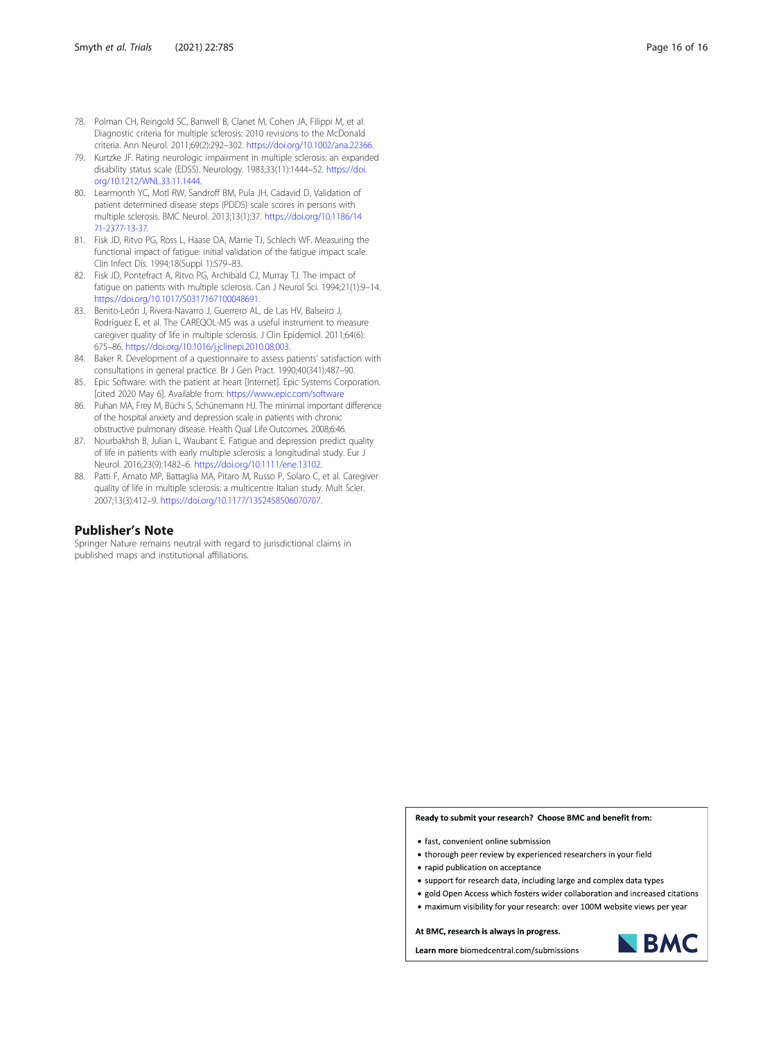78. Polman CH, Reingold SC, Banwell B, Clanet M, Cohen JA, Filippi M, et al. Diagnostic criteria for multiple sclerosis: 2010 revisions to the McDonald criteria. Ann Neurol. 2011;69(2):292–302. https://doi.org/10.1002/ana.22366.
79. Kurtzke JF. Rating neurologic impairment in multiple sclerosis: an expanded disability status scale (EDSS). Neurology. 1983;33(11):1444–52. https://doi.org/10.1212/WNL.33.11.1444.
80. Learmonth YC, Motl RW, Sandroff BM, Pula JH, Cadavid D. Validation of patient determined disease steps (PDDS) scale scores in persons with multiple sclerosis. BMC Neurol. 2013;13(1):37. https://doi.org/10.1186/1471-2377-13-37.
81. Fisk JD, Ritvo PG, Ross L, Haase DA, Marrie TJ, Schlech WF. Measuring the functional impact of fatigue: initial validation of the fatigue impact scale. Clin Infect Dis. 1994;18(Suppl 1):S79–83.
82. Fisk JD, Pontefract A, Ritvo PG, Archibald CJ, Murray TJ. The impact of fatigue on patients with multiple sclerosis. Can J Neurol Sci. 1994;21(1):9–14. https://doi.org/10.1017/S0317167100048691.
83. Benito-León J, Rivera-Navarro J, Guerrero AL, de Las HV, Balseiro J, Rodríguez E, et al. The CAREQOL-MS was a useful instrument to measure caregiver quality of life in multiple sclerosis. J Clin Epidemiol. 2011;64(6):675–86. https://doi.org/10.1016/j.jclinepi.2010.08.003.
84. Baker R. Development of a questionnaire to assess patients' satisfaction with consultations in general practice. Br J Gen Pract. 1990;40(341):487–90.
85. Epic Software: with the patient at heart [Internet]. Epic Systems Corporation. [cited 2020 May 6]. Available from: https://www.epic.com/software
86. Puhan MA, Frey M, Büchi S, Schünemann HJ. The minimal important difference of the hospital anxiety and depression scale in patients with chronic obstructive pulmonary disease. Health Qual Life Outcomes. 2008;6:46.
87. Nourbakhsh B, Julian L, Waubant E. Fatigue and depression predict quality of life in patients with early multiple sclerosis: a longitudinal study. Eur J Neurol. 2016;23(9):1482–6. https://doi.org/10.1111/ene.13102.
88. Patti F, Amato MP, Battaglia MA, Pitaro M, Russo P, Solaro C, et al. Caregiver quality of life in multiple sclerosis: a multicentre Italian study. Mult Scler. 2007;13(3):412–9. https://doi.org/10.1177/1352458506070707.

## Publisher's Note

Springer Nature remains neutral with regard to jurisdictional claims in published maps and institutional affiliations.

**Ready to submit your research? Choose BMC and benefit from:**

- fast, convenient online submission
- thorough peer review by experienced researchers in your field
- rapid publication on acceptance
- support for research data, including large and complex data types
- gold Open Access which fosters wider collaboration and increased citations
- maximum visibility for your research: over 100M website views per year

**At BMC, research is always in progress.**

**Learn more** biomedcentral.com/submissions

BMC